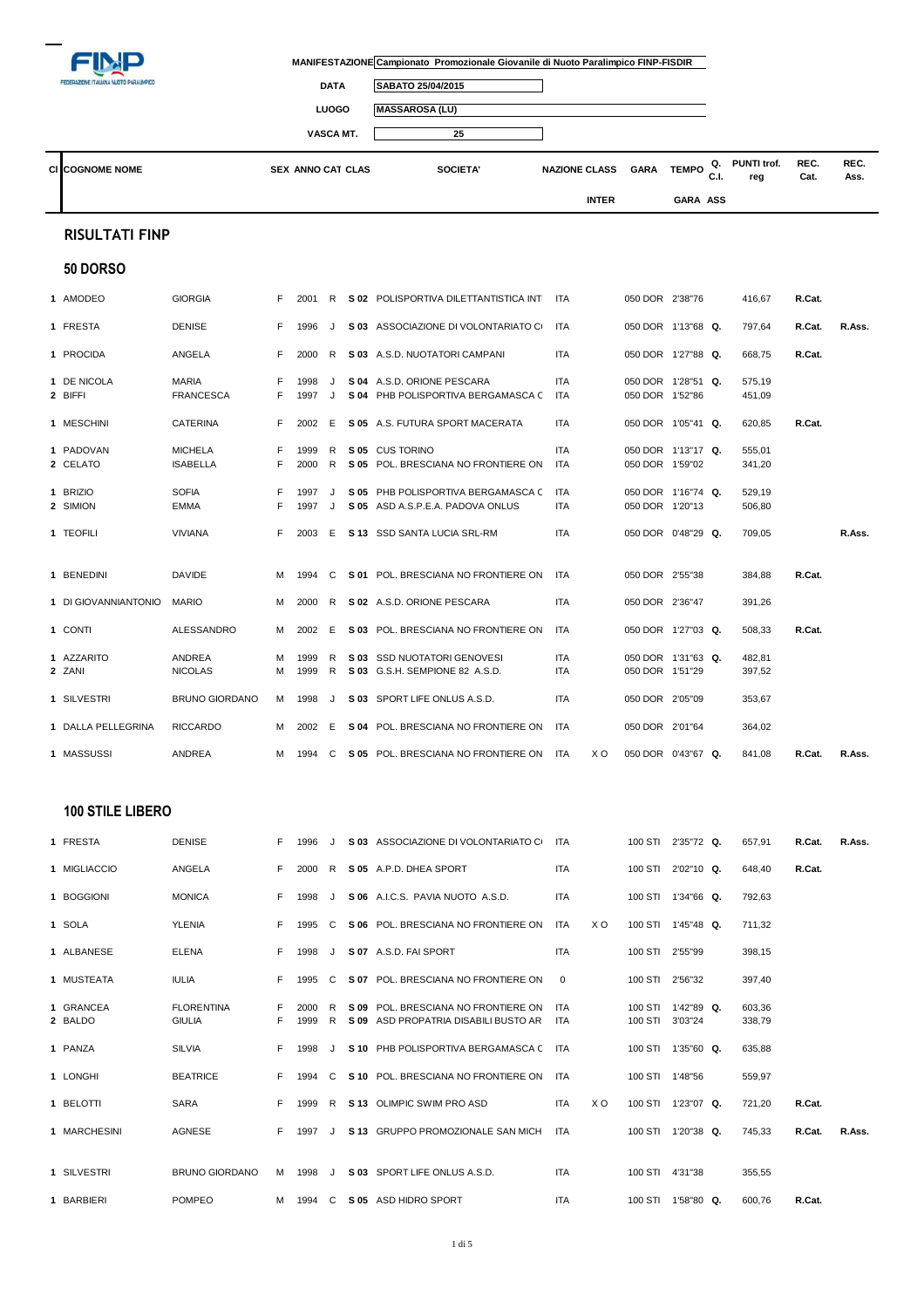MANIFESTAZIONE Campionato Promozionale Giovanile di Nuoto Paralimpico FINP-FISDIR

DATA SABATO 25/04/2015

LUOGO MASSAROSA (LU)

VASCA MT. 25

| Cl | COGNOME NOME | | SEX | ANNO | CAT | CLAS | SOCIETA' | NAZIONE | CLASS INTER | GARA | TEMPO GARA | Q. C.I. | PUNTI trof. reg | REC. Cat. | REC. Ass. |
|---|---|---|---|---|---|---|---|---|---|---|---|---|---|---|---|

## RISULTATI FINP

### 50 DORSO

| Cl | COGNOME | NOME | SEX | ANNO | CAT | CLAS | SOCIETA' | NAZIONE | CLASS INTER | GARA | TEMPO | Q. | PUNTI | REC. Cat. | REC. Ass. |
|---|---|---|---|---|---|---|---|---|---|---|---|---|---|---|---|
| 1 | AMODEO | GIORGIA | F | 2001 | R | S 02 | POLISPORTIVA DILETTANTISTICA INT | ITA | | 050 DOR | 2'38"76 | | 416,67 | R.Cat. | |
| 1 | FRESTA | DENISE | F | 1996 | J | S 03 | ASSOCIAZIONE DI VOLONTARIATO C | ITA | | 050 DOR | 1'13"68 | Q. | 797,64 | R.Cat. | R.Ass. |
| 1 | PROCIDA | ANGELA | F | 2000 | R | S 03 | A.S.D. NUOTATORI CAMPANI | ITA | | 050 DOR | 1'27"88 | Q. | 668,75 | R.Cat. | |
| 1 | DE NICOLA | MARIA | F | 1998 | J | S 04 | A.S.D. ORIONE PESCARA | ITA | | 050 DOR | 1'28"51 | Q. | 575,19 | | |
| 2 | BIFFI | FRANCESCA | F | 1997 | J | S 04 | PHB POLISPORTIVA BERGAMASCA C | ITA | | 050 DOR | 1'52"86 | | 451,09 | | |
| 1 | MESCHINI | CATERINA | F | 2002 | E | S 05 | A.S. FUTURA SPORT MACERATA | ITA | | 050 DOR | 1'05"41 | Q. | 620,85 | R.Cat. | |
| 1 | PADOVAN | MICHELA | F | 1999 | R | S 05 | CUS TORINO | ITA | | 050 DOR | 1'13"17 | Q. | 555,01 | | |
| 2 | CELATO | ISABELLA | F | 2000 | R | S 05 | POL. BRESCIANA NO FRONTIERE ON | ITA | | 050 DOR | 1'59"02 | | 341,20 | | |
| 1 | BRIZIO | SOFIA | F | 1997 | J | S 05 | PHB POLISPORTIVA BERGAMASCA C | ITA | | 050 DOR | 1'16"74 | Q. | 529,19 | | |
| 2 | SIMION | EMMA | F | 1997 | J | S 05 | ASD A.S.P.E.A. PADOVA ONLUS | ITA | | 050 DOR | 1'20"13 | | 506,80 | | |
| 1 | TEOFILI | VIVIANA | F | 2003 | E | S 13 | SSD SANTA LUCIA SRL-RM | ITA | | 050 DOR | 0'48"29 | Q. | 709,05 | | R.Ass. |
| 1 | BENEDINI | DAVIDE | M | 1994 | C | S 01 | POL. BRESCIANA NO FRONTIERE ON | ITA | | 050 DOR | 2'55"38 | | 384,88 | R.Cat. | |
| 1 | DI GIOVANNIANTONIO | MARIO | M | 2000 | R | S 02 | A.S.D. ORIONE PESCARA | ITA | | 050 DOR | 2'36"47 | | 391,26 | | |
| 1 | CONTI | ALESSANDRO | M | 2002 | E | S 03 | POL. BRESCIANA NO FRONTIERE ON | ITA | | 050 DOR | 1'27"03 | Q. | 508,33 | R.Cat. | |
| 1 | AZZARITO | ANDREA | M | 1999 | R | S 03 | SSD NUOTATORI GENOVESI | ITA | | 050 DOR | 1'31"63 | Q. | 482,81 | | |
| 2 | ZANI | NICOLAS | M | 1999 | R | S 03 | G.S.H. SEMPIONE 82 A.S.D. | ITA | | 050 DOR | 1'51"29 | | 397,52 | | |
| 1 | SILVESTRI | BRUNO GIORDANO | M | 1998 | J | S 03 | SPORT LIFE ONLUS A.S.D. | ITA | | 050 DOR | 2'05"09 | | 353,67 | | |
| 1 | DALLA PELLEGRINA | RICCARDO | M | 2002 | E | S 04 | POL. BRESCIANA NO FRONTIERE ON | ITA | | 050 DOR | 2'01"64 | | 364,02 | | |
| 1 | MASSUSSI | ANDREA | M | 1994 | C | S 05 | POL. BRESCIANA NO FRONTIERE ON | ITA | X O | 050 DOR | 0'43"67 | Q. | 841,08 | R.Cat. | R.Ass. |

### 100 STILE LIBERO

| Cl | COGNOME | NOME | SEX | ANNO | CAT | CLAS | SOCIETA' | NAZIONE | CLASS INTER | GARA | TEMPO | Q. | PUNTI | REC. Cat. | REC. Ass. |
|---|---|---|---|---|---|---|---|---|---|---|---|---|---|---|---|
| 1 | FRESTA | DENISE | F | 1996 | J | S 03 | ASSOCIAZIONE DI VOLONTARIATO C | ITA | | 100 STI | 2'35"72 | Q. | 657,91 | R.Cat. | R.Ass. |
| 1 | MIGLIACCIO | ANGELA | F | 2000 | R | S 05 | A.P.D. DHEA SPORT | ITA | | 100 STI | 2'02"10 | Q. | 648,40 | R.Cat. | |
| 1 | BOGGIONI | MONICA | F | 1998 | J | S 06 | A.I.C.S. PAVIA NUOTO A.S.D. | ITA | | 100 STI | 1'34"66 | Q. | 792,63 | | |
| 1 | SOLA | YLENIA | F | 1995 | C | S 06 | POL. BRESCIANA NO FRONTIERE ON | ITA | X O | 100 STI | 1'45"48 | Q. | 711,32 | | |
| 1 | ALBANESE | ELENA | F | 1998 | J | S 07 | A.S.D. FAI SPORT | ITA | | 100 STI | 2'55"99 | | 398,15 | | |
| 1 | MUSTEATA | IULIA | F | 1995 | C | S 07 | POL. BRESCIANA NO FRONTIERE ON | 0 | | 100 STI | 2'56"32 | | 397,40 | | |
| 1 | GRANCEA | FLORENTINA | F | 2000 | R | S 09 | POL. BRESCIANA NO FRONTIERE ON | ITA | | 100 STI | 1'42"89 | Q. | 603,36 | | |
| 2 | BALDO | GIULIA | F | 1999 | R | S 09 | ASD PROPATRIA DISABILI BUSTO AR | ITA | | 100 STI | 3'03"24 | | 338,79 | | |
| 1 | PANZA | SILVIA | F | 1998 | J | S 10 | PHB POLISPORTIVA BERGAMASCA C | ITA | | 100 STI | 1'35"60 | Q. | 635,88 | | |
| 1 | LONGHI | BEATRICE | F | 1994 | C | S 10 | POL. BRESCIANA NO FRONTIERE ON | ITA | | 100 STI | 1'48"56 | | 559,97 | | |
| 1 | BELOTTI | SARA | F | 1999 | R | S 13 | OLIMPIC SWIM PRO ASD | ITA | X O | 100 STI | 1'23"07 | Q. | 721,20 | R.Cat. | |
| 1 | MARCHESINI | AGNESE | F | 1997 | J | S 13 | GRUPPO PROMOZIONALE SAN MICH | ITA | | 100 STI | 1'20"38 | Q. | 745,33 | R.Cat. | R.Ass. |
| 1 | SILVESTRI | BRUNO GIORDANO | M | 1998 | J | S 03 | SPORT LIFE ONLUS A.S.D. | ITA | | 100 STI | 4'31"38 | | 355,55 | | |
| 1 | BARBIERI | POMPEO | M | 1994 | C | S 05 | ASD HIDRO SPORT | ITA | | 100 STI | 1'58"80 | Q. | 600,76 | R.Cat. | |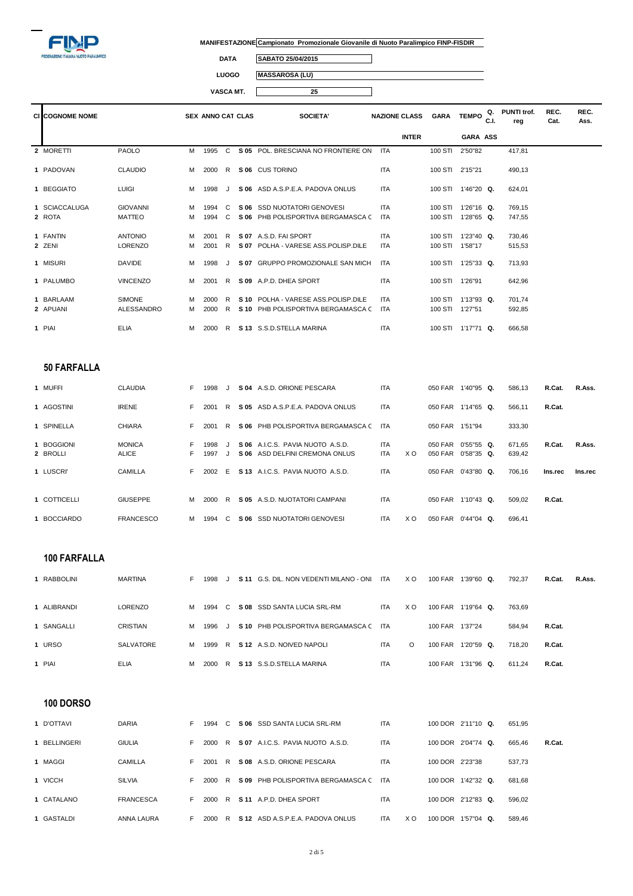MANIFESTAZIONE Campionato Promozionale Giovanile di Nuoto Paralimpico FINP-FISDIR

DATA SABATO 25/04/2015

LUOGO MASSAROSA (LU)

VASCA MT. 25

| Cl | COGNOME NOME | | SEX | ANNO | CAT | CLAS | SOCIETA' | NAZIONE | CLASS INTER | GARA | TEMPO GARA | Q. C.I. ASS | PUNTI trof. reg | REC. Cat. | REC. Ass. |
|---|---|---|---|---|---|---|---|---|---|---|---|---|---|---|---|
| 2 | MORETTI | PAOLO | M | 1995 | C | S 05 | POL. BRESCIANA NO FRONTIERE ON | ITA | | 100 STI | 2'50"82 | | 417,81 | | |
| 1 | PADOVAN | CLAUDIO | M | 2000 | R | S 06 | CUS TORINO | ITA | | 100 STI | 2'15"21 | | 490,13 | | |
| 1 | BEGGIATO | LUIGI | M | 1998 | J | S 06 | ASD A.S.P.E.A. PADOVA ONLUS | ITA | | 100 STI | 1'46"20 | Q. | 624,01 | | |
| 1 | SCIACCALUGA | GIOVANNI | M | 1994 | C | S 06 | SSD NUOTATORI GENOVESI | ITA | | 100 STI | 1'26"16 | Q. | 769,15 | | |
| 2 | ROTA | MATTEO | M | 1994 | C | S 06 | PHB POLISPORTIVA BERGAMASCA C | ITA | | 100 STI | 1'28"65 | Q. | 747,55 | | |
| 1 | FANTIN | ANTONIO | M | 2001 | R | S 07 | A.S.D. FAI SPORT | ITA | | 100 STI | 1'23"40 | Q. | 730,46 | | |
| 2 | ZENI | LORENZO | M | 2001 | R | S 07 | POLHA - VARESE ASS.POLISP.DILE | ITA | | 100 STI | 1'58"17 | | 515,53 | | |
| 1 | MISURI | DAVIDE | M | 1998 | J | S 07 | GRUPPO PROMOZIONALE SAN MICH | ITA | | 100 STI | 1'25"33 | Q. | 713,93 | | |
| 1 | PALUMBO | VINCENZO | M | 2001 | R | S 09 | A.P.D. DHEA SPORT | ITA | | 100 STI | 1'26"91 | | 642,96 | | |
| 1 | BARLAAM | SIMONE | M | 2000 | R | S 10 | POLHA - VARESE ASS.POLISP.DILE | ITA | | 100 STI | 1'13"93 | Q. | 701,74 | | |
| 2 | APUANI | ALESSANDRO | M | 2000 | R | S 10 | PHB POLISPORTIVA BERGAMASCA C | ITA | | 100 STI | 1'27"51 | | 592,85 | | |
| 1 | PIAI | ELIA | M | 2000 | R | S 13 | S.S.D.STELLA MARINA | ITA | | 100 STI | 1'17"71 | Q. | 666,58 | | |

## 50 FARFALLA

| Cl | COGNOME NOME | | SEX | ANNO | CAT | CLAS | SOCIETA' | NAZIONE | CLASS INTER | GARA | TEMPO GARA | Q. C.I. ASS | PUNTI trof. reg | REC. Cat. | REC. Ass. |
|---|---|---|---|---|---|---|---|---|---|---|---|---|---|---|---|
| 1 | MUFFI | CLAUDIA | F | 1998 | J | S 04 | A.S.D. ORIONE PESCARA | ITA | | 050 FAR | 1'40"95 | Q. | 586,13 | R.Cat. | R.Ass. |
| 1 | AGOSTINI | IRENE | F | 2001 | R | S 05 | ASD A.S.P.E.A. PADOVA ONLUS | ITA | | 050 FAR | 1'14"65 | Q. | 566,11 | R.Cat. | |
| 1 | SPINELLA | CHIARA | F | 2001 | R | S 06 | PHB POLISPORTIVA BERGAMASCA C | ITA | | 050 FAR | 1'51"94 | | 333,30 | | |
| 1 | BOGGIONI | MONICA | F | 1998 | J | S 06 | A.I.C.S. PAVIA NUOTO A.S.D. | ITA | | 050 FAR | 0'55"55 | Q. | 671,65 | R.Cat. | R.Ass. |
| 2 | BROLLI | ALICE | F | 1997 | J | S 06 | ASD DELFINI CREMONA ONLUS | ITA | X O | 050 FAR | 0'58"35 | Q. | 639,42 | | |
| 1 | LUSCRI' | CAMILLA | F | 2002 | E | S 13 | A.I.C.S. PAVIA NUOTO A.S.D. | ITA | | 050 FAR | 0'43"80 | Q. | 706,16 | Ins.rec | Ins.rec |
| 1 | COTTICELLI | GIUSEPPE | M | 2000 | R | S 05 | A.S.D. NUOTATORI CAMPANI | ITA | | 050 FAR | 1'10"43 | Q. | 509,02 | R.Cat. | |
| 1 | BOCCIARDO | FRANCESCO | M | 1994 | C | S 06 | SSD NUOTATORI GENOVESI | ITA | X O | 050 FAR | 0'44"04 | Q. | 696,41 | | |

## 100 FARFALLA

| Cl | COGNOME NOME | | SEX | ANNO | CAT | CLAS | SOCIETA' | NAZIONE | CLASS INTER | GARA | TEMPO GARA | Q. C.I. ASS | PUNTI trof. reg | REC. Cat. | REC. Ass. |
|---|---|---|---|---|---|---|---|---|---|---|---|---|---|---|---|
| 1 | RABBOLINI | MARTINA | F | 1998 | J | S 11 | G.S. DIL. NON VEDENTI MILANO - ONI | ITA | X O | 100 FAR | 1'39"60 | Q. | 792,37 | R.Cat. | R.Ass. |
| 1 | ALIBRANDI | LORENZO | M | 1994 | C | S 08 | SSD SANTA LUCIA SRL-RM | ITA | X O | 100 FAR | 1'19"64 | Q. | 763,69 | | |
| 1 | SANGALLI | CRISTIAN | M | 1996 | J | S 10 | PHB POLISPORTIVA BERGAMASCA C | ITA | | 100 FAR | 1'37"24 | | 584,94 | R.Cat. | |
| 1 | URSO | SALVATORE | M | 1999 | R | S 12 | A.S.D. NOIVED NAPOLI | ITA | O | 100 FAR | 1'20"59 | Q. | 718,20 | R.Cat. | |
| 1 | PIAI | ELIA | M | 2000 | R | S 13 | S.S.D.STELLA MARINA | ITA | | 100 FAR | 1'31"96 | Q. | 611,24 | R.Cat. | |

## 100 DORSO

| Cl | COGNOME NOME | | SEX | ANNO | CAT | CLAS | SOCIETA' | NAZIONE | CLASS INTER | GARA | TEMPO GARA | Q. C.I. ASS | PUNTI trof. reg | REC. Cat. | REC. Ass. |
|---|---|---|---|---|---|---|---|---|---|---|---|---|---|---|---|
| 1 | D'OTTAVI | DARIA | F | 1994 | C | S 06 | SSD SANTA LUCIA SRL-RM | ITA | | 100 DOR | 2'11"10 | Q. | 651,95 | | |
| 1 | BELLINGERI | GIULIA | F | 2000 | R | S 07 | A.I.C.S. PAVIA NUOTO A.S.D. | ITA | | 100 DOR | 2'04"74 | Q. | 665,46 | R.Cat. | |
| 1 | MAGGI | CAMILLA | F | 2001 | R | S 08 | A.S.D. ORIONE PESCARA | ITA | | 100 DOR | 2'23"38 | | 537,73 | | |
| 1 | VICCH | SILVIA | F | 2000 | R | S 09 | PHB POLISPORTIVA BERGAMASCA C | ITA | | 100 DOR | 1'42"32 | Q. | 681,68 | | |
| 1 | CATALANO | FRANCESCA | F | 2000 | R | S 11 | A.P.D. DHEA SPORT | ITA | | 100 DOR | 2'12"83 | Q. | 596,02 | | |
| 1 | GASTALDI | ANNA LAURA | F | 2000 | R | S 12 | ASD A.S.P.E.A. PADOVA ONLUS | ITA | X O | 100 DOR | 1'57"04 | Q. | 589,46 | | |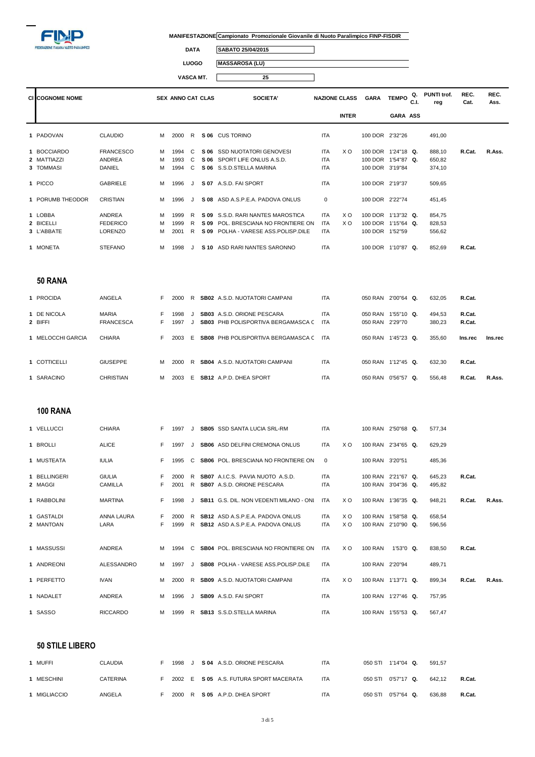MANIFESTAZIONE Campionato Promozionale Giovanile di Nuoto Paralimpico FINP-FISDIR

DATA SABATO 25/04/2015

LUOGO MASSAROSA (LU)

VASCA MT. 25

| Cl | COGNOME NOME | | SEX | ANNO | CAT | CLAS | SOCIETA' | NAZIONE | CLASS INTER | GARA | TEMPO GARA | Q. C.I. ASS | PUNTI trof. reg | REC. Cat. | REC. Ass. |
|---|---|---|---|---|---|---|---|---|---|---|---|---|---|---|---|
| 1 | PADOVAN | CLAUDIO | M | 2000 | R | S 06 | CUS TORINO | ITA | | 100 DOR | 2'32"26 | | 491,00 | | |
| 1 | BOCCIARDO | FRANCESCO | M | 1994 | C | S 06 | SSD NUOTATORI GENOVESI | ITA | X O | 100 DOR | 1'24"18 | Q. | 888,10 | R.Cat. | R.Ass. |
| 2 | MATTIAZZI | ANDREA | M | 1993 | C | S 06 | SPORT LIFE ONLUS A.S.D. | ITA | | 100 DOR | 1'54"87 | Q. | 650,82 | | |
| 3 | TOMMASI | DANIEL | M | 1994 | C | S 06 | S.S.D.STELLA MARINA | ITA | | 100 DOR | 3'19"84 | | 374,10 | | |
| 1 | PICCO | GABRIELE | M | 1996 | J | S 07 | A.S.D. FAI SPORT | ITA | | 100 DOR | 2'19"37 | | 509,65 | | |
| 1 | PORUMB THEODOR | CRISTIAN | M | 1996 | J | S 08 | ASD A.S.P.E.A. PADOVA ONLUS | 0 | | 100 DOR | 2'22"74 | | 451,45 | | |
| 1 | LOBBA | ANDREA | M | 1999 | R | S 09 | S.S.D. RARI NANTES MAROSTICA | ITA | X O | 100 DOR | 1'13"32 | Q. | 854,75 | | |
| 2 | BICELLI | FEDERICO | M | 1999 | R | S 09 | POL. BRESCIANA NO FRONTIERE ON | ITA | X O | 100 DOR | 1'15"64 | Q. | 828,53 | | |
| 3 | L'ABBATE | LORENZO | M | 2001 | R | S 09 | POLHA - VARESE ASS.POLISP.DILE | ITA | | 100 DOR | 1'52"59 | | 556,62 | | |
| 1 | MONETA | STEFANO | M | 1998 | J | S 10 | ASD RARI NANTES SARONNO | ITA | | 100 DOR | 1'10"87 | Q. | 852,69 | R.Cat. | |

## 50 RANA

| Cl | COGNOME NOME | | SEX | ANNO | CAT | CLAS | SOCIETA' | NAZIONE | CLASS INTER | GARA | TEMPO GARA | Q. C.I. ASS | PUNTI trof. reg | REC. Cat. | REC. Ass. |
|---|---|---|---|---|---|---|---|---|---|---|---|---|---|---|---|
| 1 | PROCIDA | ANGELA | F | 2000 | R | SB02 | A.S.D. NUOTATORI CAMPANI | ITA | | 050 RAN | 2'00"64 | Q. | 632,05 | R.Cat. | |
| 1 | DE NICOLA | MARIA | F | 1998 | J | SB03 | A.S.D. ORIONE PESCARA | ITA | | 050 RAN | 1'55"10 | Q. | 494,53 | R.Cat. | |
| 2 | BIFFI | FRANCESCA | F | 1997 | J | SB03 | PHB POLISPORTIVA BERGAMASCA C | ITA | | 050 RAN | 2'29"70 | | 380,23 | R.Cat. | |
| 1 | MELOCCHI GARCIA | CHIARA | F | 2003 | E | SB08 | PHB POLISPORTIVA BERGAMASCA C | ITA | | 050 RAN | 1'45"23 | Q. | 355,60 | Ins.rec | Ins.rec |
| 1 | COTTICELLI | GIUSEPPE | M | 2000 | R | SB04 | A.S.D. NUOTATORI CAMPANI | ITA | | 050 RAN | 1'12"45 | Q. | 632,30 | R.Cat. | |
| 1 | SARACINO | CHRISTIAN | M | 2003 | E | SB12 | A.P.D. DHEA SPORT | ITA | | 050 RAN | 0'56"57 | Q. | 556,48 | R.Cat. | R.Ass. |

## 100 RANA

| Cl | COGNOME NOME | | SEX | ANNO | CAT | CLAS | SOCIETA' | NAZIONE | CLASS INTER | GARA | TEMPO GARA | Q. C.I. ASS | PUNTI trof. reg | REC. Cat. | REC. Ass. |
|---|---|---|---|---|---|---|---|---|---|---|---|---|---|---|---|
| 1 | VELLUCCI | CHIARA | F | 1997 | J | SB05 | SSD SANTA LUCIA SRL-RM | ITA | | 100 RAN | 2'50"68 | Q. | 577,34 | | |
| 1 | BROLLI | ALICE | F | 1997 | J | SB06 | ASD DELFINI CREMONA ONLUS | ITA | X O | 100 RAN | 2'34"65 | Q. | 629,29 | | |
| 1 | MUSTEATA | IULIA | F | 1995 | C | SB06 | POL. BRESCIANA NO FRONTIERE ON | 0 | | 100 RAN | 3'20"51 | | 485,36 | | |
| 1 | BELLINGERI | GIULIA | F | 2000 | R | SB07 | A.I.C.S. PAVIA NUOTO A.S.D. | ITA | | 100 RAN | 2'21"67 | Q. | 645,23 | R.Cat. | |
| 2 | MAGGI | CAMILLA | F | 2001 | R | SB07 | A.S.D. ORIONE PESCARA | ITA | | 100 RAN | 3'04"36 | Q. | 495,82 | | |
| 1 | RABBOLINI | MARTINA | F | 1998 | J | SB11 | G.S. DIL. NON VEDENTI MILANO - ONI | ITA | X O | 100 RAN | 1'36"35 | Q. | 948,21 | R.Cat. | R.Ass. |
| 1 | GASTALDI | ANNA LAURA | F | 2000 | R | SB12 | ASD A.S.P.E.A. PADOVA ONLUS | ITA | X O | 100 RAN | 1'58"58 | Q. | 658,54 | | |
| 2 | MANTOAN | LARA | F | 1999 | R | SB12 | ASD A.S.P.E.A. PADOVA ONLUS | ITA | X O | 100 RAN | 2'10"90 | Q. | 596,56 | | |
| 1 | MASSUSSI | ANDREA | M | 1994 | C | SB04 | POL. BRESCIANA NO FRONTIERE ON | ITA | X O | 100 RAN | 1'53"0 | Q. | 838,50 | R.Cat. | |
| 1 | ANDREONI | ALESSANDRO | M | 1997 | J | SB08 | POLHA - VARESE ASS.POLISP.DILE | ITA | | 100 RAN | 2'20"94 | | 489,71 | | |
| 1 | PERFETTO | IVAN | M | 2000 | R | SB09 | A.S.D. NUOTATORI CAMPANI | ITA | X O | 100 RAN | 1'13"71 | Q. | 899,34 | R.Cat. | R.Ass. |
| 1 | NADALET | ANDREA | M | 1996 | J | SB09 | A.S.D. FAI SPORT | ITA | | 100 RAN | 1'27"46 | Q. | 757,95 | | |
| 1 | SASSO | RICCARDO | M | 1999 | R | SB13 | S.S.D.STELLA MARINA | ITA | | 100 RAN | 1'55"53 | Q. | 567,47 | | |

## 50 STILE LIBERO

| Cl | COGNOME NOME | | SEX | ANNO | CAT | CLAS | SOCIETA' | NAZIONE | CLASS INTER | GARA | TEMPO GARA | Q. C.I. ASS | PUNTI trof. reg | REC. Cat. | REC. Ass. |
|---|---|---|---|---|---|---|---|---|---|---|---|---|---|---|---|
| 1 | MUFFI | CLAUDIA | F | 1998 | J | S 04 | A.S.D. ORIONE PESCARA | ITA | | 050 STI | 1'14"04 | Q. | 591,57 | | |
| 1 | MESCHINI | CATERINA | F | 2002 | E | S 05 | A.S. FUTURA SPORT MACERATA | ITA | | 050 STI | 0'57"17 | Q. | 642,12 | R.Cat. | |
| 1 | MIGLIACCIO | ANGELA | F | 2000 | R | S 05 | A.P.D. DHEA SPORT | ITA | | 050 STI | 0'57"64 | Q. | 636,88 | R.Cat. | |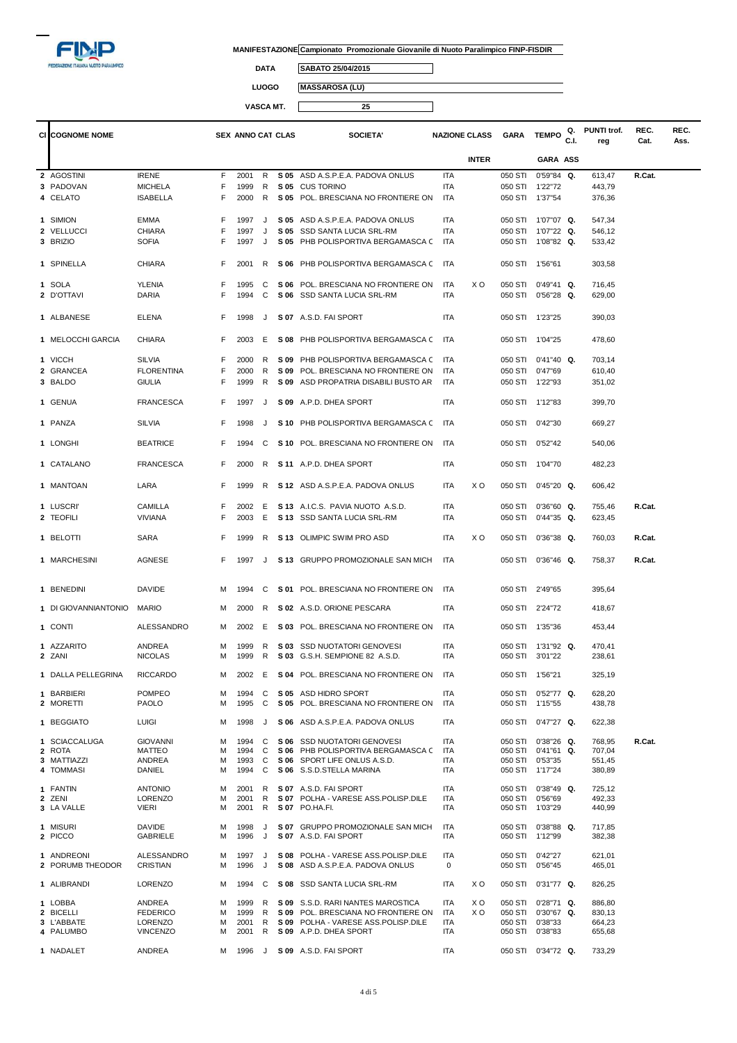MANIFESTAZIONE Campionato Promozionale Giovanile di Nuoto Paralimpico FINP-FISDIR

DATA SABATO 25/04/2015

LUOGO MASSAROSA (LU)

VASCA MT. 25

| Cl | COGNOME NOME | | SEX | ANNO | CAT | CLAS | SOCIETA' | NAZIONE | CLASS INTER | GARA | TEMPO | Q. C.I. | PUNTI trof. reg | REC. Cat. | REC. Ass. |
|---|---|---|---|---|---|---|---|---|---|---|---|---|---|---|---|
| 2 | AGOSTINI | IRENE | F | 2001 | R | S 05 | ASD A.S.P.E.A. PADOVA ONLUS | ITA | | 050 STI | 0'59"84 | Q. | 613,47 | R.Cat. | |
| 3 | PADOVAN | MICHELA | F | 1999 | R | S 05 | CUS TORINO | ITA | | 050 STI | 1'22"72 | | 443,79 | | |
| 4 | CELATO | ISABELLA | F | 2000 | R | S 05 | POL. BRESCIANA NO FRONTIERE ON | ITA | | 050 STI | 1'37"54 | | 376,36 | | |
| 1 | SIMION | EMMA | F | 1997 | J | S 05 | ASD A.S.P.E.A. PADOVA ONLUS | ITA | | 050 STI | 1'07"07 | Q. | 547,34 | | |
| 2 | VELLUCCI | CHIARA | F | 1997 | J | S 05 | SSD SANTA LUCIA SRL-RM | ITA | | 050 STI | 1'07"22 | Q. | 546,12 | | |
| 3 | BRIZIO | SOFIA | F | 1997 | J | S 05 | PHB POLISPORTIVA BERGAMASCA C | ITA | | 050 STI | 1'08"82 | Q. | 533,42 | | |
| 1 | SPINELLA | CHIARA | F | 2001 | R | S 06 | PHB POLISPORTIVA BERGAMASCA C | ITA | | 050 STI | 1'56"61 | | 303,58 | | |
| 1 | SOLA | YLENIA | F | 1995 | C | S 06 | POL. BRESCIANA NO FRONTIERE ON | ITA | X O | 050 STI | 0'49"41 | Q. | 716,45 | | |
| 2 | D'OTTAVI | DARIA | F | 1994 | C | S 06 | SSD SANTA LUCIA SRL-RM | ITA | | 050 STI | 0'56"28 | Q. | 629,00 | | |
| 1 | ALBANESE | ELENA | F | 1998 | J | S 07 | A.S.D. FAI SPORT | ITA | | 050 STI | 1'23"25 | | 390,03 | | |
| 1 | MELOCCHI GARCIA | CHIARA | F | 2003 | E | S 08 | PHB POLISPORTIVA BERGAMASCA C | ITA | | 050 STI | 1'04"25 | | 478,60 | | |
| 1 | VICCH | SILVIA | F | 2000 | R | S 09 | PHB POLISPORTIVA BERGAMASCA C | ITA | | 050 STI | 0'41"40 | Q. | 703,14 | | |
| 2 | GRANCEA | FLORENTINA | F | 2000 | R | S 09 | POL. BRESCIANA NO FRONTIERE ON | ITA | | 050 STI | 0'47"69 | | 610,40 | | |
| 3 | BALDO | GIULIA | F | 1999 | R | S 09 | ASD PROPATRIA DISABILI BUSTO AR | ITA | | 050 STI | 1'22"93 | | 351,02 | | |
| 1 | GENUA | FRANCESCA | F | 1997 | J | S 09 | A.P.D. DHEA SPORT | ITA | | 050 STI | 1'12"83 | | 399,70 | | |
| 1 | PANZA | SILVIA | F | 1998 | J | S 10 | PHB POLISPORTIVA BERGAMASCA C | ITA | | 050 STI | 0'42"30 | | 669,27 | | |
| 1 | LONGHI | BEATRICE | F | 1994 | C | S 10 | POL. BRESCIANA NO FRONTIERE ON | ITA | | 050 STI | 0'52"42 | | 540,06 | | |
| 1 | CATALANO | FRANCESCA | F | 2000 | R | S 11 | A.P.D. DHEA SPORT | ITA | | 050 STI | 1'04"70 | | 482,23 | | |
| 1 | MANTOAN | LARA | F | 1999 | R | S 12 | ASD A.S.P.E.A. PADOVA ONLUS | ITA | X O | 050 STI | 0'45"20 | Q. | 606,42 | | |
| 1 | LUSCRI' | CAMILLA | F | 2002 | E | S 13 | A.I.C.S. PAVIA NUOTO A.S.D. | ITA | | 050 STI | 0'36"60 | Q. | 755,46 | R.Cat. | |
| 2 | TEOFILI | VIVIANA | F | 2003 | E | S 13 | SSD SANTA LUCIA SRL-RM | ITA | | 050 STI | 0'44"35 | Q. | 623,45 | | |
| 1 | BELOTTI | SARA | F | 1999 | R | S 13 | OLIMPIC SWIM PRO ASD | ITA | X O | 050 STI | 0'36"38 | Q. | 760,03 | R.Cat. | |
| 1 | MARCHESINI | AGNESE | F | 1997 | J | S 13 | GRUPPO PROMOZIONALE SAN MICH | ITA | | 050 STI | 0'36"46 | Q. | 758,37 | R.Cat. | |
| 1 | BENEDINI | DAVIDE | M | 1994 | C | S 01 | POL. BRESCIANA NO FRONTIERE ON | ITA | | 050 STI | 2'49"65 | | 395,64 | | |
| 1 | DI GIOVANNIANTONIO | MARIO | M | 2000 | R | S 02 | A.S.D. ORIONE PESCARA | ITA | | 050 STI | 2'24"72 | | 418,67 | | |
| 1 | CONTI | ALESSANDRO | M | 2002 | E | S 03 | POL. BRESCIANA NO FRONTIERE ON | ITA | | 050 STI | 1'35"36 | | 453,44 | | |
| 1 | AZZARITO | ANDREA | M | 1999 | R | S 03 | SSD NUOTATORI GENOVESI | ITA | | 050 STI | 1'31"92 | Q. | 470,41 | | |
| 2 | ZANI | NICOLAS | M | 1999 | R | S 03 | G.S.H. SEMPIONE 82 A.S.D. | ITA | | 050 STI | 3'01"22 | | 238,61 | | |
| 1 | DALLA PELLEGRINA | RICCARDO | M | 2002 | E | S 04 | POL. BRESCIANA NO FRONTIERE ON | ITA | | 050 STI | 1'56"21 | | 325,19 | | |
| 1 | BARBIERI | POMPEO | M | 1994 | C | S 05 | ASD HIDRO SPORT | ITA | | 050 STI | 0'52"77 | Q. | 628,20 | | |
| 2 | MORETTI | PAOLO | M | 1995 | C | S 05 | POL. BRESCIANA NO FRONTIERE ON | ITA | | 050 STI | 1'15"55 | | 438,78 | | |
| 1 | BEGGIATO | LUIGI | M | 1998 | J | S 06 | ASD A.S.P.E.A. PADOVA ONLUS | ITA | | 050 STI | 0'47"27 | Q. | 622,38 | | |
| 1 | SCIACCALUGA | GIOVANNI | M | 1994 | C | S 06 | SSD NUOTATORI GENOVESI | ITA | | 050 STI | 0'38"26 | Q. | 768,95 | R.Cat. | |
| 2 | ROTA | MATTEO | M | 1994 | C | S 06 | PHB POLISPORTIVA BERGAMASCA C | ITA | | 050 STI | 0'41"61 | Q. | 707,04 | | |
| 3 | MATTIAZZI | ANDREA | M | 1993 | C | S 06 | SPORT LIFE ONLUS A.S.D. | ITA | | 050 STI | 0'53"35 | | 551,45 | | |
| 4 | TOMMASI | DANIEL | M | 1994 | C | S 06 | S.S.D.STELLA MARINA | ITA | | 050 STI | 1'17"24 | | 380,89 | | |
| 1 | FANTIN | ANTONIO | M | 2001 | R | S 07 | A.S.D. FAI SPORT | ITA | | 050 STI | 0'38"49 | Q. | 725,12 | | |
| 2 | ZENI | LORENZO | M | 2001 | R | S 07 | POLHA - VARESE ASS.POLISP.DILE | ITA | | 050 STI | 0'56"69 | | 492,33 | | |
| 3 | LA VALLE | VIERI | M | 2001 | R | S 07 | PO.HA.FI. | ITA | | 050 STI | 1'03"29 | | 440,99 | | |
| 1 | MISURI | DAVIDE | M | 1998 | J | S 07 | GRUPPO PROMOZIONALE SAN MICH | ITA | | 050 STI | 0'38"88 | Q. | 717,85 | | |
| 2 | PICCO | GABRIELE | M | 1996 | J | S 07 | A.S.D. FAI SPORT | ITA | | 050 STI | 1'12"99 | | 382,38 | | |
| 1 | ANDREONI | ALESSANDRO | M | 1997 | J | S 08 | POLHA - VARESE ASS.POLISP.DILE | ITA | | 050 STI | 0'42"27 | | 621,01 | | |
| 2 | PORUMB THEODOR | CRISTIAN | M | 1996 | J | S 08 | ASD A.S.P.E.A. PADOVA ONLUS | 0 | | 050 STI | 0'56"45 | | 465,01 | | |
| 1 | ALIBRANDI | LORENZO | M | 1994 | C | S 08 | SSD SANTA LUCIA SRL-RM | ITA | X O | 050 STI | 0'31"77 | Q. | 826,25 | | |
| 1 | LOBBA | ANDREA | M | 1999 | R | S 09 | S.S.D. RARI NANTES MAROSTICA | ITA | X O | 050 STI | 0'28"71 | Q. | 886,80 | | |
| 2 | BICELLI | FEDERICO | M | 1999 | R | S 09 | POL. BRESCIANA NO FRONTIERE ON | ITA | X O | 050 STI | 0'30"67 | Q. | 830,13 | | |
| 3 | L'ABBATE | LORENZO | M | 2001 | R | S 09 | POLHA - VARESE ASS.POLISP.DILE | ITA | | 050 STI | 0'38"33 | | 664,23 | | |
| 4 | PALUMBO | VINCENZO | M | 2001 | R | S 09 | A.P.D. DHEA SPORT | ITA | | 050 STI | 0'38"83 | | 655,68 | | |
| 1 | NADALET | ANDREA | M | 1996 | J | S 09 | A.S.D. FAI SPORT | ITA | | 050 STI | 0'34"72 | Q. | 733,29 | | |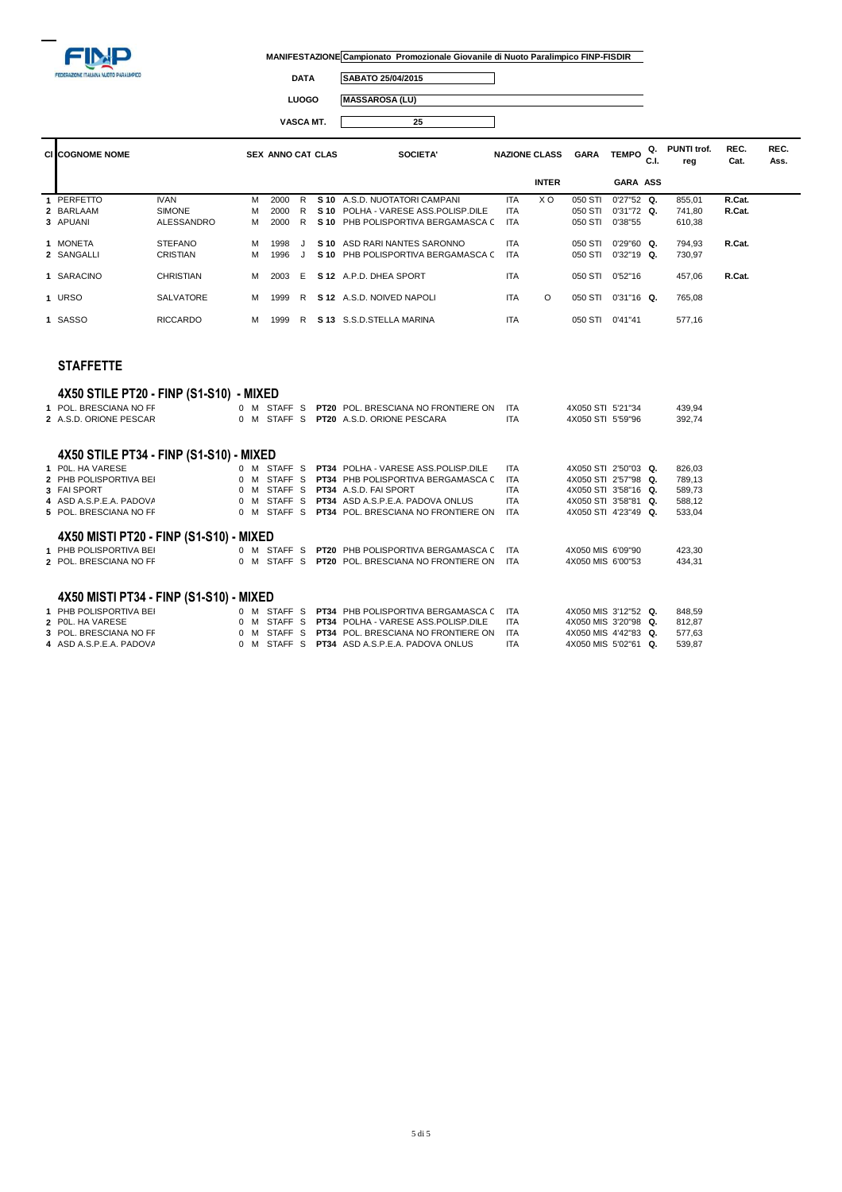**MANIFESTAZIONE** Campionato Promozionale Giovanile di Nuoto Paralimpico FINP-FISDIR

**DATA** SABATO 25/04/2015

**LUOGO** MASSAROSA (LU)

**VASCA MT.** 25

| Cl | COGNOME NOME | | SEX | ANNO | CAT | CLAS | SOCIETA' | NAZIONE | CLASS INTER | GARA | TEMPO GARA | Q. C.I. ASS | PUNTI trof. reg | REC. Cat. | REC. Ass. |
|---|---|---|---|---|---|---|---|---|---|---|---|---|---|---|---|
| 1 | PERFETTO | IVAN | M | 2000 | R | S 10 | A.S.D. NUOTATORI CAMPANI | ITA | X O | 050 STI | 0'27"52 | Q. | 855,01 | R.Cat. | |
| 2 | BARLAAM | SIMONE | M | 2000 | R | S 10 | POLHA - VARESE ASS.POLISP.DILE | ITA | | 050 STI | 0'31"72 | Q. | 741,80 | R.Cat. | |
| 3 | APUANI | ALESSANDRO | M | 2000 | R | S 10 | PHB POLISPORTIVA BERGAMASCA C | ITA | | 050 STI | 0'38"55 | | 610,38 | | |
| 1 | MONETA | STEFANO | M | 1998 | J | S 10 | ASD RARI NANTES SARONNO | ITA | | 050 STI | 0'29"60 | Q. | 794,93 | R.Cat. | |
| 2 | SANGALLI | CRISTIAN | M | 1996 | J | S 10 | PHB POLISPORTIVA BERGAMASCA C | ITA | | 050 STI | 0'32"19 | Q. | 730,97 | | |
| 1 | SARACINO | CHRISTIAN | M | 2003 | E | S 12 | A.P.D. DHEA SPORT | ITA | | 050 STI | 0'52"16 | | 457,06 | R.Cat. | |
| 1 | URSO | SALVATORE | M | 1999 | R | S 12 | A.S.D. NOIVED NAPOLI | ITA | O | 050 STI | 0'31"16 | Q. | 765,08 | | |
| 1 | SASSO | RICCARDO | M | 1999 | R | S 13 | S.S.D.STELLA MARINA | ITA | | 050 STI | 0'41"41 | | 577,16 | | |

## STAFFETTE

### 4X50 STILE PT20 - FINP (S1-S10) - MIXED

| Cl | COGNOME NOME | SEX | ANNO | CAT | CLAS | SOCIETA' | NAZIONE | GARA | TEMPO | Q. | PUNTI |
|---|---|---|---|---|---|---|---|---|---|---|---|
| 1 | POL. BRESCIANA NO FF | 0 M | STAFF | S | PT20 | POL. BRESCIANA NO FRONTIERE ON | ITA | 4X050 STI | 5'21"34 | | 439,94 |
| 2 | A.S.D. ORIONE PESCAR | 0 M | STAFF | S | PT20 | A.S.D. ORIONE PESCARA | ITA | 4X050 STI | 5'59"96 | | 392,74 |

### 4X50 STILE PT34 - FINP (S1-S10) - MIXED

| Cl | COGNOME NOME | SEX | ANNO | CAT | CLAS | SOCIETA' | NAZIONE | GARA | TEMPO | Q. | PUNTI |
|---|---|---|---|---|---|---|---|---|---|---|---|
| 1 | P0L. HA VARESE | 0 M | STAFF | S | PT34 | POLHA - VARESE ASS.POLISP.DILE | ITA | 4X050 STI | 2'50"03 | Q. | 826,03 |
| 2 | PHB POLISPORTIVA BEI | 0 M | STAFF | S | PT34 | PHB POLISPORTIVA BERGAMASCA C | ITA | 4X050 STI | 2'57"98 | Q. | 789,13 |
| 3 | FAI SPORT | 0 M | STAFF | S | PT34 | A.S.D. FAI SPORT | ITA | 4X050 STI | 3'58"16 | Q. | 589,73 |
| 4 | ASD A.S.P.E.A. PADOVA | 0 M | STAFF | S | PT34 | ASD A.S.P.E.A. PADOVA ONLUS | ITA | 4X050 STI | 3'58"81 | Q. | 588,12 |
| 5 | POL. BRESCIANA NO FF | 0 M | STAFF | S | PT34 | POL. BRESCIANA NO FRONTIERE ON | ITA | 4X050 STI | 4'23"49 | Q. | 533,04 |

### 4X50 MISTI PT20 - FINP (S1-S10) - MIXED

| Cl | COGNOME NOME | SEX | ANNO | CAT | CLAS | SOCIETA' | NAZIONE | GARA | TEMPO | Q. | PUNTI |
|---|---|---|---|---|---|---|---|---|---|---|---|
| 1 | PHB POLISPORTIVA BEI | 0 M | STAFF | S | PT20 | PHB POLISPORTIVA BERGAMASCA C | ITA | 4X050 MIS | 6'09"90 | | 423,30 |
| 2 | POL. BRESCIANA NO FF | 0 M | STAFF | S | PT20 | POL. BRESCIANA NO FRONTIERE ON | ITA | 4X050 MIS | 6'00"53 | | 434,31 |

### 4X50 MISTI PT34 - FINP (S1-S10) - MIXED

| Cl | COGNOME NOME | SEX | ANNO | CAT | CLAS | SOCIETA' | NAZIONE | GARA | TEMPO | Q. | PUNTI |
|---|---|---|---|---|---|---|---|---|---|---|---|
| 1 | PHB POLISPORTIVA BEI | 0 M | STAFF | S | PT34 | PHB POLISPORTIVA BERGAMASCA C | ITA | 4X050 MIS | 3'12"52 | Q. | 848,59 |
| 2 | P0L. HA VARESE | 0 M | STAFF | S | PT34 | POLHA - VARESE ASS.POLISP.DILE | ITA | 4X050 MIS | 3'20"98 | Q. | 812,87 |
| 3 | POL. BRESCIANA NO FF | 0 M | STAFF | S | PT34 | POL. BRESCIANA NO FRONTIERE ON | ITA | 4X050 MIS | 4'42"83 | Q. | 577,63 |
| 4 | ASD A.S.P.E.A. PADOVA | 0 M | STAFF | S | PT34 | ASD A.S.P.E.A. PADOVA ONLUS | ITA | 4X050 MIS | 5'02"61 | Q. | 539,87 |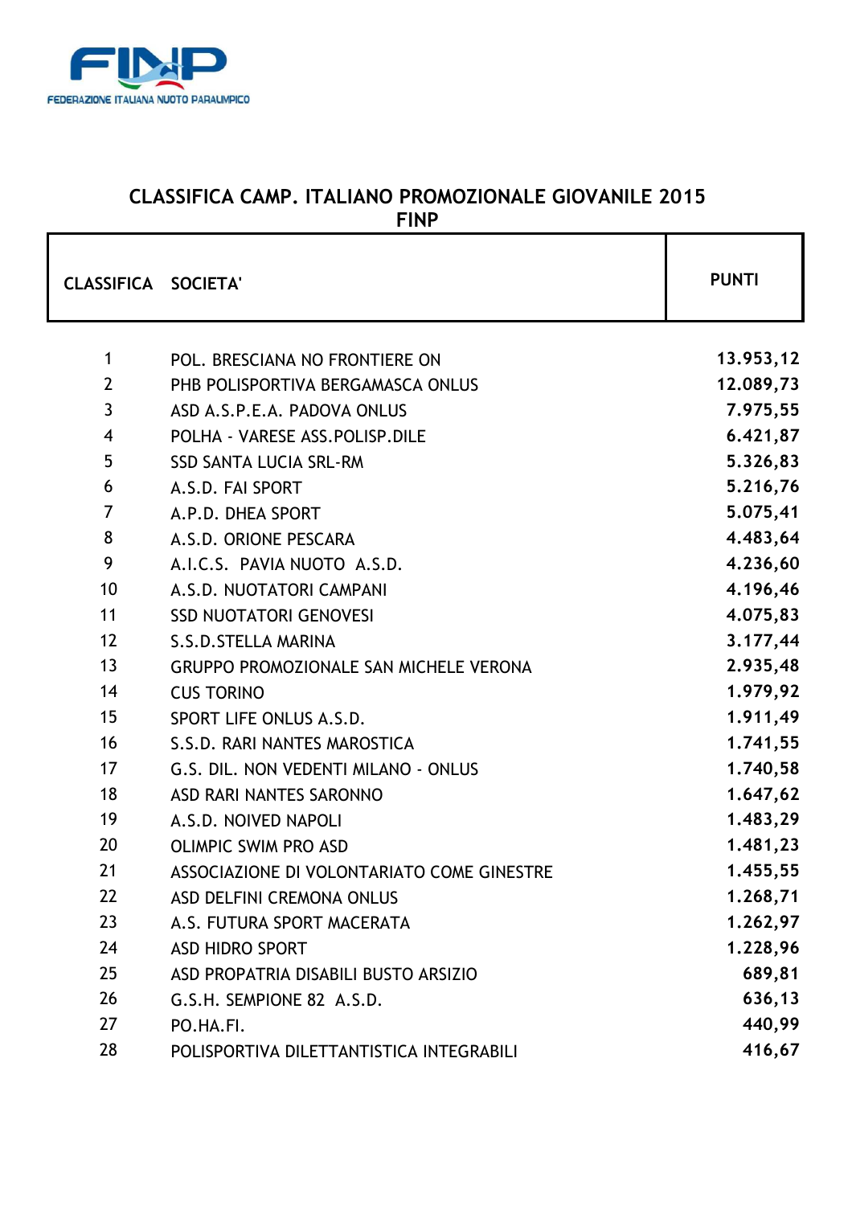FEDERAZIONE ITALIANA NUOTO PARALIMPICO

## CLASSIFICA CAMP. ITALIANO PROMOZIONALE GIOVANILE 2015
## FINP

| CLASSIFICA | SOCIETA' | PUNTI |
|---|---|---|
| 1 | POL. BRESCIANA NO FRONTIERE ON | 13.953,12 |
| 2 | PHB POLISPORTIVA BERGAMASCA ONLUS | 12.089,73 |
| 3 | ASD A.S.P.E.A. PADOVA ONLUS | 7.975,55 |
| 4 | POLHA - VARESE ASS.POLISP.DILE | 6.421,87 |
| 5 | SSD SANTA LUCIA SRL-RM | 5.326,83 |
| 6 | A.S.D. FAI SPORT | 5.216,76 |
| 7 | A.P.D. DHEA SPORT | 5.075,41 |
| 8 | A.S.D. ORIONE PESCARA | 4.483,64 |
| 9 | A.I.C.S. PAVIA NUOTO A.S.D. | 4.236,60 |
| 10 | A.S.D. NUOTATORI CAMPANI | 4.196,46 |
| 11 | SSD NUOTATORI GENOVESI | 4.075,83 |
| 12 | S.S.D.STELLA MARINA | 3.177,44 |
| 13 | GRUPPO PROMOZIONALE SAN MICHELE VERONA | 2.935,48 |
| 14 | CUS TORINO | 1.979,92 |
| 15 | SPORT LIFE ONLUS A.S.D. | 1.911,49 |
| 16 | S.S.D. RARI NANTES MAROSTICA | 1.741,55 |
| 17 | G.S. DIL. NON VEDENTI MILANO - ONLUS | 1.740,58 |
| 18 | ASD RARI NANTES SARONNO | 1.647,62 |
| 19 | A.S.D. NOIVED NAPOLI | 1.483,29 |
| 20 | OLIMPIC SWIM PRO ASD | 1.481,23 |
| 21 | ASSOCIAZIONE DI VOLONTARIATO COME GINESTRE | 1.455,55 |
| 22 | ASD DELFINI CREMONA ONLUS | 1.268,71 |
| 23 | A.S. FUTURA SPORT MACERATA | 1.262,97 |
| 24 | ASD HIDRO SPORT | 1.228,96 |
| 25 | ASD PROPATRIA DISABILI BUSTO ARSIZIO | 689,81 |
| 26 | G.S.H. SEMPIONE 82 A.S.D. | 636,13 |
| 27 | PO.HA.FI. | 440,99 |
| 28 | POLISPORTIVA DILETTANTISTICA INTEGRABILI | 416,67 |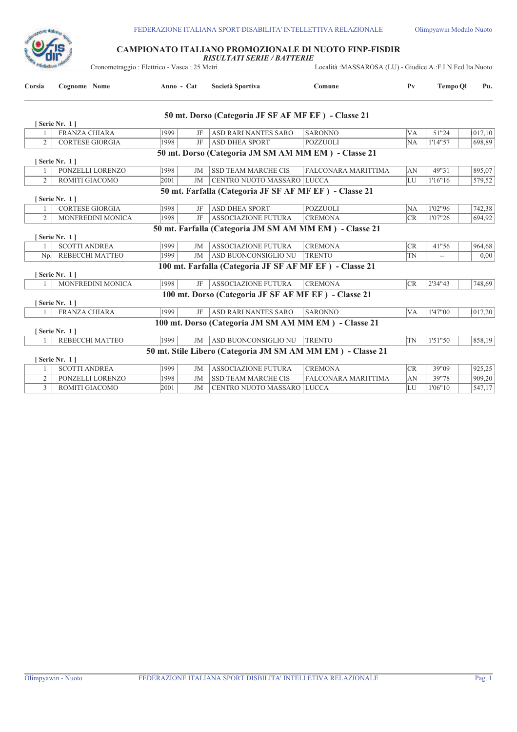FEDERAZIONE ITALIANA SPORT DISABILITA' INTELLETTIVA RELAZIONALE

Olimpyawin Modulo Nuoto

# CAMPIONATO ITALIANO PROMOZIONALE DI NUOTO FINP-FISDIR

*RISULTATI SERIE / BATTERIE*

Cronometraggio : Elettrico - Vasca : 25 Metri

Località :MASSAROSA (LU) - Giudice A.:F.I.N.Fed.Ita.Nuoto

| Corsia | Cognome Nome | Anno | Cat | Società Sportiva | Comune | Pv | Tempo Ql | Pu. |
|---|---|---|---|---|---|---|---|---|
| | **50 mt. Dorso (Categoria JF SF AF MF EF ) - Classe 21** | | | | | | | |
| | **[ Serie Nr. 1 ]** | | | | | | | |
| 1 | FRANZA CHIARA | 1999 | JF | ASD RARI NANTES SARO | SARONNO | VA | 51"24 | 1017,10 |
| 2 | CORTESE GIORGIA | 1998 | JF | ASD DHEA SPORT | POZZUOLI | NA | 1'14"57 | 698,89 |
| | **50 mt. Dorso (Categoria JM SM AM MM EM ) - Classe 21** | | | | | | | |
| | **[ Serie Nr. 1 ]** | | | | | | | |
| 1 | PONZELLI LORENZO | 1998 | JM | SSD TEAM MARCHE CIS | FALCONARA MARITTIMA | AN | 49"31 | 895,07 |
| 2 | ROMITI GIACOMO | 2001 | JM | CENTRO NUOTO MASSARO | LUCCA | LU | 1'16"16 | 579,52 |
| | **50 mt. Farfalla (Categoria JF SF AF MF EF ) - Classe 21** | | | | | | | |
| | **[ Serie Nr. 1 ]** | | | | | | | |
| 1 | CORTESE GIORGIA | 1998 | JF | ASD DHEA SPORT | POZZUOLI | NA | 1'02"96 | 742,38 |
| 2 | MONFREDINI MONICA | 1998 | JF | ASSOCIAZIONE FUTURA | CREMONA | CR | 1'07"26 | 694,92 |
| | **50 mt. Farfalla (Categoria JM SM AM MM EM ) - Classe 21** | | | | | | | |
| | **[ Serie Nr. 1 ]** | | | | | | | |
| 1 | SCOTTI ANDREA | 1999 | JM | ASSOCIAZIONE FUTURA | CREMONA | CR | 41"56 | 964,68 |
| Np. | REBECCHI MATTEO | 1999 | JM | ASD BUONCONSIGLIO NU | TRENTO | TN | -- | 0,00 |
| | **100 mt. Farfalla (Categoria JF SF AF MF EF ) - Classe 21** | | | | | | | |
| | **[ Serie Nr. 1 ]** | | | | | | | |
| 1 | MONFREDINI MONICA | 1998 | JF | ASSOCIAZIONE FUTURA | CREMONA | CR | 2'34"43 | 748,69 |
| | **100 mt. Dorso (Categoria JF SF AF MF EF ) - Classe 21** | | | | | | | |
| | **[ Serie Nr. 1 ]** | | | | | | | |
| 1 | FRANZA CHIARA | 1999 | JF | ASD RARI NANTES SARO | SARONNO | VA | 1'47"00 | 1017,20 |
| | **100 mt. Dorso (Categoria JM SM AM MM EM ) - Classe 21** | | | | | | | |
| | **[ Serie Nr. 1 ]** | | | | | | | |
| 1 | REBECCHI MATTEO | 1999 | JM | ASD BUONCONSIGLIO NU | TRENTO | TN | 1'51"50 | 858,19 |
| | **50 mt. Stile Libero (Categoria JM SM AM MM EM ) - Classe 21** | | | | | | | |
| | **[ Serie Nr. 1 ]** | | | | | | | |
| 1 | SCOTTI ANDREA | 1999 | JM | ASSOCIAZIONE FUTURA | CREMONA | CR | 39"09 | 925,25 |
| 2 | PONZELLI LORENZO | 1998 | JM | SSD TEAM MARCHE CIS | FALCONARA MARITTIMA | AN | 39"78 | 909,20 |
| 3 | ROMITI GIACOMO | 2001 | JM | CENTRO NUOTO MASSARO | LUCCA | LU | 1'06"10 | 547,17 |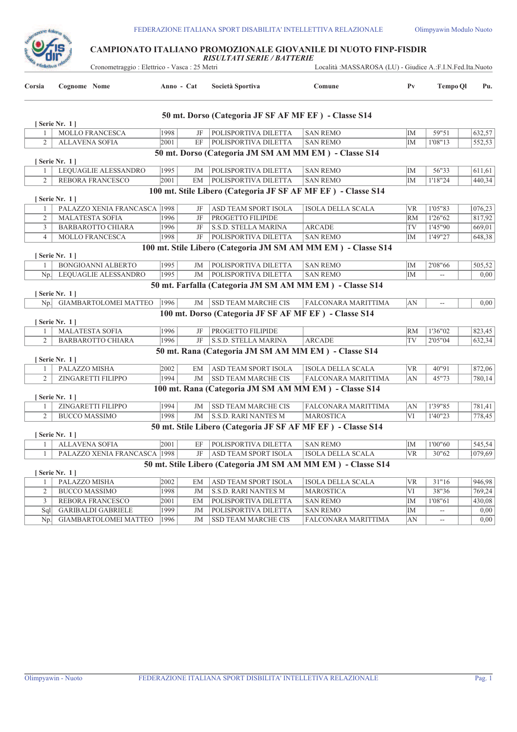# CAMPIONATO ITALIANO PROMOZIONALE GIOVANILE DI NUOTO FINP-FISDIR

*RISULTATI SERIE / BATTERIE*

Cronometraggio : Elettrico - Vasca : 25 Metri — Località :MASSAROSA (LU) - Giudice A.:F.I.N.Fed.Ita.Nuoto

### 50 mt. Dorso (Categoria JF SF AF MF EF ) - Classe S14

[ Serie Nr. 1 ]

| Corsia | Cognome Nome | Anno | Cat | Società Sportiva | Comune | Pv | Tempo Ql | Pu. |
|---|---|---|---|---|---|---|---|---|
| 1 | MOLLO FRANCESCA | 1998 | JF | POLISPORTIVA DILETTA | SAN REMO | IM | 59"51 | 632,57 |
| 2 | ALLAVENA SOFIA | 2001 | EF | POLISPORTIVA DILETTA | SAN REMO | IM | 1'08"13 | 552,53 |

### 50 mt. Dorso (Categoria JM SM AM MM EM ) - Classe S14

[ Serie Nr. 1 ]

| Corsia | Cognome Nome | Anno | Cat | Società Sportiva | Comune | Pv | Tempo Ql | Pu. |
|---|---|---|---|---|---|---|---|---|
| 1 | LEQUAGLIE ALESSANDRO | 1995 | JM | POLISPORTIVA DILETTA | SAN REMO | IM | 56"33 | 611,61 |
| 2 | REBORA FRANCESCO | 2001 | EM | POLISPORTIVA DILETTA | SAN REMO | IM | 1'18"24 | 440,34 |

### 100 mt. Stile Libero (Categoria JF SF AF MF EF ) - Classe S14

[ Serie Nr. 1 ]

| Corsia | Cognome Nome | Anno | Cat | Società Sportiva | Comune | Pv | Tempo Ql | Pu. |
|---|---|---|---|---|---|---|---|---|
| 1 | PALAZZO XENIA FRANCASCA | 1998 | JF | ASD TEAM SPORT ISOLA | ISOLA DELLA SCALA | VR | 1'05"83 | 1076,23 |
| 2 | MALATESTA SOFIA | 1996 | JF | PROGETTO FILIPIDE | | RM | 1'26"62 | 817,92 |
| 3 | BARBAROTTO CHIARA | 1996 | JF | S.S.D. STELLA MARINA | ARCADE | TV | 1'45"90 | 669,01 |
| 4 | MOLLO FRANCESCA | 1998 | JF | POLISPORTIVA DILETTA | SAN REMO | IM | 1'49"27 | 648,38 |

### 100 mt. Stile Libero (Categoria JM SM AM MM EM ) - Classe S14

[ Serie Nr. 1 ]

| Corsia | Cognome Nome | Anno | Cat | Società Sportiva | Comune | Pv | Tempo Ql | Pu. |
|---|---|---|---|---|---|---|---|---|
| 1 | BONGIOANNI ALBERTO | 1995 | JM | POLISPORTIVA DILETTA | SAN REMO | IM | 2'08"66 | 505,52 |
| Np. | LEQUAGLIE ALESSANDRO | 1995 | JM | POLISPORTIVA DILETTA | SAN REMO | IM | -- | 0,00 |

### 50 mt. Farfalla (Categoria JM SM AM MM EM ) - Classe S14

[ Serie Nr. 1 ]

| Corsia | Cognome Nome | Anno | Cat | Società Sportiva | Comune | Pv | Tempo Ql | Pu. |
|---|---|---|---|---|---|---|---|---|
| Np. | GIAMBARTOLOMEI MATTEO | 1996 | JM | SSD TEAM MARCHE CIS | FALCONARA MARITTIMA | AN | -- | 0,00 |

### 100 mt. Dorso (Categoria JF SF AF MF EF ) - Classe S14

[ Serie Nr. 1 ]

| Corsia | Cognome Nome | Anno | Cat | Società Sportiva | Comune | Pv | Tempo Ql | Pu. |
|---|---|---|---|---|---|---|---|---|
| 1 | MALATESTA SOFIA | 1996 | JF | PROGETTO FILIPIDE | | RM | 1'36"02 | 823,45 |
| 2 | BARBAROTTO CHIARA | 1996 | JF | S.S.D. STELLA MARINA | ARCADE | TV | 2'05"04 | 632,34 |

### 50 mt. Rana (Categoria JM SM AM MM EM ) - Classe S14

[ Serie Nr. 1 ]

| Corsia | Cognome Nome | Anno | Cat | Società Sportiva | Comune | Pv | Tempo Ql | Pu. |
|---|---|---|---|---|---|---|---|---|
| 1 | PALAZZO MISHA | 2002 | EM | ASD TEAM SPORT ISOLA | ISOLA DELLA SCALA | VR | 40"91 | 872,06 |
| 2 | ZINGARETTI FILIPPO | 1994 | JM | SSD TEAM MARCHE CIS | FALCONARA MARITTIMA | AN | 45"73 | 780,14 |

### 100 mt. Rana (Categoria JM SM AM MM EM ) - Classe S14

[ Serie Nr. 1 ]

| Corsia | Cognome Nome | Anno | Cat | Società Sportiva | Comune | Pv | Tempo Ql | Pu. |
|---|---|---|---|---|---|---|---|---|
| 1 | ZINGARETTI FILIPPO | 1994 | JM | SSD TEAM MARCHE CIS | FALCONARA MARITTIMA | AN | 1'39"85 | 781,41 |
| 2 | BUCCO MASSIMO | 1998 | JM | S.S.D. RARI NANTES M | MAROSTICA | VI | 1'40"23 | 778,45 |

### 50 mt. Stile Libero (Categoria JF SF AF MF EF ) - Classe S14

[ Serie Nr. 1 ]

| Corsia | Cognome Nome | Anno | Cat | Società Sportiva | Comune | Pv | Tempo Ql | Pu. |
|---|---|---|---|---|---|---|---|---|
| 1 | ALLAVENA SOFIA | 2001 | EF | POLISPORTIVA DILETTA | SAN REMO | IM | 1'00"60 | 545,54 |
| 1 | PALAZZO XENIA FRANCASCA | 1998 | JF | ASD TEAM SPORT ISOLA | ISOLA DELLA SCALA | VR | 30"62 | 1079,69 |

### 50 mt. Stile Libero (Categoria JM SM AM MM EM ) - Classe S14

[ Serie Nr. 1 ]

| Corsia | Cognome Nome | Anno | Cat | Società Sportiva | Comune | Pv | Tempo Ql | Pu. |
|---|---|---|---|---|---|---|---|---|
| 1 | PALAZZO MISHA | 2002 | EM | ASD TEAM SPORT ISOLA | ISOLA DELLA SCALA | VR | 31"16 | 946,98 |
| 2 | BUCCO MASSIMO | 1998 | JM | S.S.D. RARI NANTES M | MAROSTICA | VI | 38"36 | 769,24 |
| 3 | REBORA FRANCESCO | 2001 | EM | POLISPORTIVA DILETTA | SAN REMO | IM | 1'08"61 | 430,08 |
| Sql | GARIBALDI GABRIELE | 1999 | JM | POLISPORTIVA DILETTA | SAN REMO | IM | -- | 0,00 |
| Np. | GIAMBARTOLOMEI MATTEO | 1996 | JM | SSD TEAM MARCHE CIS | FALCONARA MARITTIMA | AN | -- | 0,00 |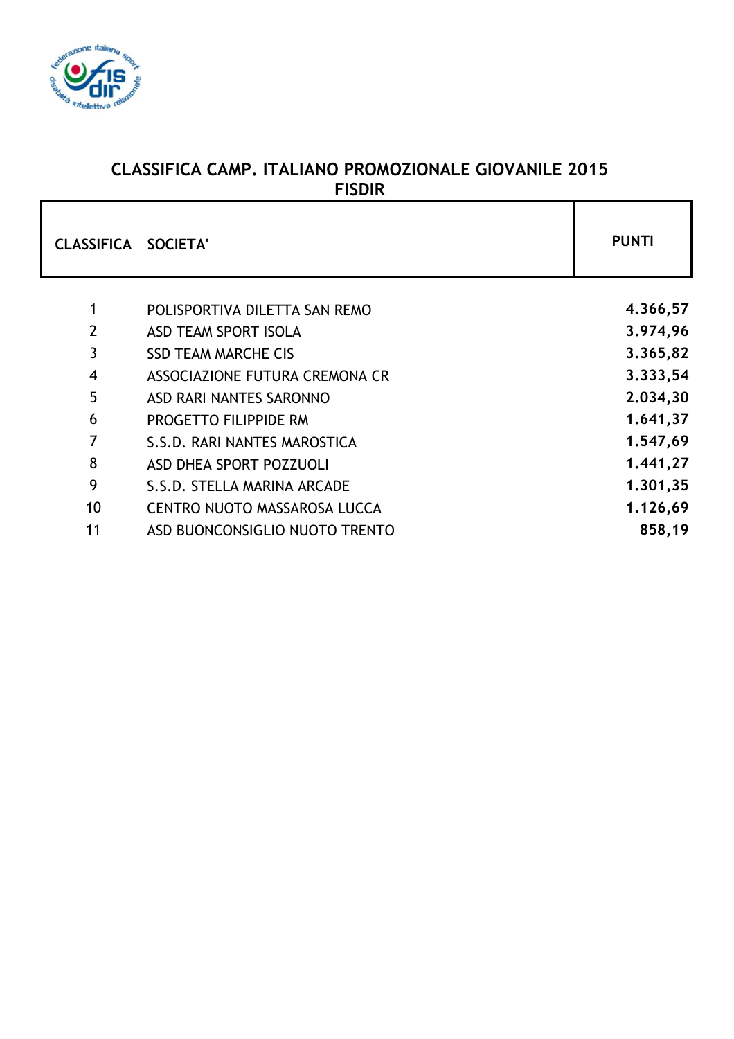## CLASSIFICA CAMP. ITALIANO PROMOZIONALE GIOVANILE 2015
## FISDIR

| CLASSIFICA | SOCIETA' | PUNTI |
|---|---|---|
| 1 | POLISPORTIVA DILETTA SAN REMO | 4.366,57 |
| 2 | ASD TEAM SPORT ISOLA | 3.974,96 |
| 3 | SSD TEAM MARCHE CIS | 3.365,82 |
| 4 | ASSOCIAZIONE FUTURA CREMONA CR | 3.333,54 |
| 5 | ASD RARI NANTES SARONNO | 2.034,30 |
| 6 | PROGETTO FILIPPIDE RM | 1.641,37 |
| 7 | S.S.D. RARI NANTES MAROSTICA | 1.547,69 |
| 8 | ASD DHEA SPORT POZZUOLI | 1.441,27 |
| 9 | S.S.D. STELLA MARINA ARCADE | 1.301,35 |
| 10 | CENTRO NUOTO MASSAROSA LUCCA | 1.126,69 |
| 11 | ASD BUONCONSIGLIO NUOTO TRENTO | 858,19 |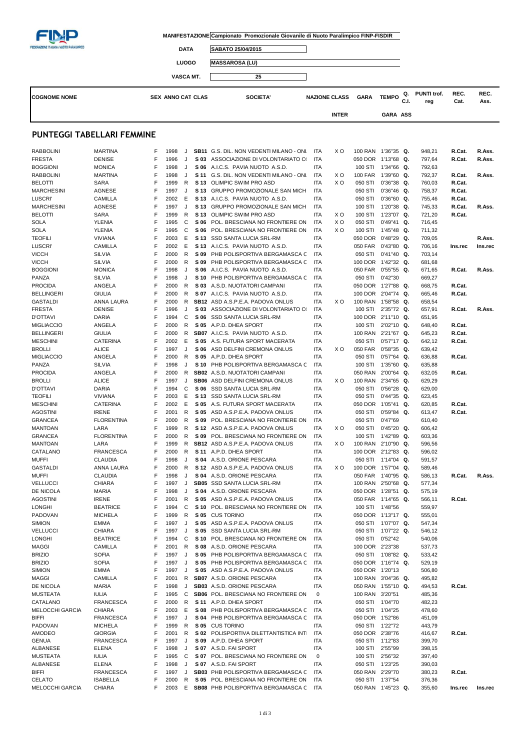**MANIFESTAZIONE** Campionato Promozionale Giovanile di Nuoto Paralimpico FINP-FISDIR

**DATA** SABATO 25/04/2015

**LUOGO** MASSAROSA (LU)

**VASCA MT.** 25

## PUNTEGGI TABELLARI FEMMINE

| COGNOME | NOME | SEX | ANNO | CAT | CLAS | SOCIETA' | NAZIONE | CLASS INTER | GARA | TEMPO | Q. C.I. | PUNTI trof. reg | REC. Cat. | REC. Ass. |
|---|---|---|---|---|---|---|---|---|---|---|---|---|---|---|
| RABBOLINI | MARTINA | F | 1998 | J | SB11 | G.S. DIL. NON VEDENTI MILANO - ONI | ITA | X O | 100 RAN | 1'36"35 | Q. | 948,21 | R.Cat. | R.Ass. |
| FRESTA | DENISE | F | 1996 | J | S 03 | ASSOCIAZIONE DI VOLONTARIATO C( | ITA | | 050 DOR | 1'13"68 | Q. | 797,64 | R.Cat. | R.Ass. |
| BOGGIONI | MONICA | F | 1998 | J | S 06 | A.I.C.S. PAVIA NUOTO A.S.D. | ITA | | 100 STI | 1'34"66 | Q. | 792,63 | | |
| RABBOLINI | MARTINA | F | 1998 | J | S 11 | G.S. DIL. NON VEDENTI MILANO - ONI | ITA | X O | 100 FAR | 1'39"60 | Q. | 792,37 | R.Cat. | R.Ass. |
| BELOTTI | SARA | F | 1999 | R | S 13 | OLIMPIC SWIM PRO ASD | ITA | X O | 050 STI | 0'36"38 | Q. | 760,03 | R.Cat. | |
| MARCHESINI | AGNESE | F | 1997 | J | S 13 | GRUPPO PROMOZIONALE SAN MICH | ITA | | 050 STI | 0'36"46 | Q. | 758,37 | R.Cat. | |
| LUSCRI' | CAMILLA | F | 2002 | E | S 13 | A.I.C.S. PAVIA NUOTO A.S.D. | ITA | | 050 STI | 0'36"60 | Q. | 755,46 | R.Cat. | |
| MARCHESINI | AGNESE | F | 1997 | J | S 13 | GRUPPO PROMOZIONALE SAN MICH | ITA | | 100 STI | 1'20"38 | Q. | 745,33 | R.Cat. | R.Ass. |
| BELOTTI | SARA | F | 1999 | R | S 13 | OLIMPIC SWIM PRO ASD | ITA | X O | 100 STI | 1'23"07 | Q. | 721,20 | R.Cat. | |
| SOLA | YLENIA | F | 1995 | C | S 06 | POL. BRESCIANA NO FRONTIERE ON | ITA | X O | 050 STI | 0'49"41 | Q. | 716,45 | | |
| SOLA | YLENIA | F | 1995 | C | S 06 | POL. BRESCIANA NO FRONTIERE ON | ITA | X O | 100 STI | 1'45"48 | Q. | 711,32 | | |
| TEOFILI | VIVIANA | F | 2003 | E | S 13 | SSD SANTA LUCIA SRL-RM | ITA | | 050 DOR | 0'48"29 | Q. | 709,05 | | R.Ass. |
| LUSCRI' | CAMILLA | F | 2002 | E | S 13 | A.I.C.S. PAVIA NUOTO A.S.D. | ITA | | 050 FAR | 0'43"80 | Q. | 706,16 | Ins.rec | Ins.rec |
| VICCH | SILVIA | F | 2000 | R | S 09 | PHB POLISPORTIVA BERGAMASCA C | ITA | | 050 STI | 0'41"40 | Q. | 703,14 | | |
| VICCH | SILVIA | F | 2000 | R | S 09 | PHB POLISPORTIVA BERGAMASCA C | ITA | | 100 DOR | 1'42"32 | Q. | 681,68 | | |
| BOGGIONI | MONICA | F | 1998 | J | S 06 | A.I.C.S. PAVIA NUOTO A.S.D. | ITA | | 050 FAR | 0'55"55 | Q. | 671,65 | R.Cat. | R.Ass. |
| PANZA | SILVIA | F | 1998 | J | S 10 | PHB POLISPORTIVA BERGAMASCA C | ITA | | 050 STI | 0'42"30 | | 669,27 | | |
| PROCIDA | ANGELA | F | 2000 | R | S 03 | A.S.D. NUOTATORI CAMPANI | ITA | | 050 DOR | 1'27"88 | Q. | 668,75 | R.Cat. | |
| BELLINGERI | GIULIA | F | 2000 | R | S 07 | A.I.C.S. PAVIA NUOTO A.S.D. | ITA | | 100 DOR | 2'04"74 | Q. | 665,46 | R.Cat. | |
| GASTALDI | ANNA LAURA | F | 2000 | R | SB12 | ASD A.S.P.E.A. PADOVA ONLUS | ITA | X O | 100 RAN | 1'58"58 | Q. | 658,54 | | |
| FRESTA | DENISE | F | 1996 | J | S 03 | ASSOCIAZIONE DI VOLONTARIATO C( | ITA | | 100 STI | 2'35"72 | Q. | 657,91 | R.Cat. | R.Ass. |
| D'OTTAVI | DARIA | F | 1994 | C | S 06 | SSD SANTA LUCIA SRL-RM | ITA | | 100 DOR | 2'11"10 | Q. | 651,95 | | |
| MIGLIACCIO | ANGELA | F | 2000 | R | S 05 | A.P.D. DHEA SPORT | ITA | | 100 STI | 2'02"10 | Q. | 648,40 | R.Cat. | |
| BELLINGERI | GIULIA | F | 2000 | R | SB07 | A.I.C.S. PAVIA NUOTO A.S.D. | ITA | | 100 RAN | 2'21"67 | Q. | 645,23 | R.Cat. | |
| MESCHINI | CATERINA | F | 2002 | E | S 05 | A.S. FUTURA SPORT MACERATA | ITA | | 050 STI | 0'57"17 | Q. | 642,12 | R.Cat. | |
| BROLLI | ALICE | F | 1997 | J | S 06 | ASD DELFINI CREMONA ONLUS | ITA | X O | 050 FAR | 0'58"35 | Q. | 639,42 | | |
| MIGLIACCIO | ANGELA | F | 2000 | R | S 05 | A.P.D. DHEA SPORT | ITA | | 050 STI | 0'57"64 | Q. | 636,88 | R.Cat. | |
| PANZA | SILVIA | F | 1998 | J | S 10 | PHB POLISPORTIVA BERGAMASCA C | ITA | | 100 STI | 1'35"60 | Q. | 635,88 | | |
| PROCIDA | ANGELA | F | 2000 | R | SB02 | A.S.D. NUOTATORI CAMPANI | ITA | | 050 RAN | 2'00"64 | Q. | 632,05 | R.Cat. | |
| BROLLI | ALICE | F | 1997 | J | SB06 | ASD DELFINI CREMONA ONLUS | ITA | X O | 100 RAN | 2'34"65 | Q. | 629,29 | | |
| D'OTTAVI | DARIA | F | 1994 | C | S 06 | SSD SANTA LUCIA SRL-RM | ITA | | 050 STI | 0'56"28 | Q. | 629,00 | | |
| TEOFILI | VIVIANA | F | 2003 | E | S 13 | SSD SANTA LUCIA SRL-RM | ITA | | 050 STI | 0'44"35 | Q. | 623,45 | | |
| MESCHINI | CATERINA | F | 2002 | E | S 05 | A.S. FUTURA SPORT MACERATA | ITA | | 050 DOR | 1'05"41 | Q. | 620,85 | R.Cat. | |
| AGOSTINI | IRENE | F | 2001 | R | S 05 | ASD A.S.P.E.A. PADOVA ONLUS | ITA | | 050 STI | 0'59"84 | Q. | 613,47 | R.Cat. | |
| GRANCEA | FLORENTINA | F | 2000 | R | S 09 | POL. BRESCIANA NO FRONTIERE ON | ITA | | 050 STI | 0'47"69 | | 610,40 | | |
| MANTOAN | LARA | F | 1999 | R | S 12 | ASD A.S.P.E.A. PADOVA ONLUS | ITA | X O | 050 STI | 0'45"20 | Q. | 606,42 | | |
| GRANCEA | FLORENTINA | F | 2000 | R | S 09 | POL. BRESCIANA NO FRONTIERE ON | ITA | | 100 STI | 1'42"89 | Q. | 603,36 | | |
| MANTOAN | LARA | F | 1999 | R | SB12 | ASD A.S.P.E.A. PADOVA ONLUS | ITA | X O | 100 RAN | 2'10"90 | Q. | 596,56 | | |
| CATALANO | FRANCESCA | F | 2000 | R | S 11 | A.P.D. DHEA SPORT | ITA | | 100 DOR | 2'12"83 | Q. | 596,02 | | |
| MUFFI | CLAUDIA | F | 1998 | J | S 04 | A.S.D. ORIONE PESCARA | ITA | | 050 STI | 1'14"04 | Q. | 591,57 | | |
| GASTALDI | ANNA LAURA | F | 2000 | R | S 12 | ASD A.S.P.E.A. PADOVA ONLUS | ITA | X O | 100 DOR | 1'57"04 | Q. | 589,46 | | |
| MUFFI | CLAUDIA | F | 1998 | J | S 04 | A.S.D. ORIONE PESCARA | ITA | | 050 FAR | 1'40"95 | Q. | 586,13 | R.Cat. | R.Ass. |
| VELLUCCI | CHIARA | F | 1997 | J | SB05 | SSD SANTA LUCIA SRL-RM | ITA | | 100 RAN | 2'50"68 | Q. | 577,34 | | |
| DE NICOLA | MARIA | F | 1998 | J | S 04 | A.S.D. ORIONE PESCARA | ITA | | 050 DOR | 1'28"51 | Q. | 575,19 | | |
| AGOSTINI | IRENE | F | 2001 | R | S 05 | ASD A.S.P.E.A. PADOVA ONLUS | ITA | | 050 FAR | 1'14"65 | Q. | 566,11 | R.Cat. | |
| LONGHI | BEATRICE | F | 1994 | C | S 10 | POL. BRESCIANA NO FRONTIERE ON | ITA | | 100 STI | 1'48"56 | | 559,97 | | |
| PADOVAN | MICHELA | F | 1999 | R | S 05 | CUS TORINO | ITA | | 050 DOR | 1'13"17 | Q. | 555,01 | | |
| SIMION | EMMA | F | 1997 | J | S 05 | ASD A.S.P.E.A. PADOVA ONLUS | ITA | | 050 STI | 1'07"07 | Q. | 547,34 | | |
| VELLUCCI | CHIARA | F | 1997 | J | S 05 | SSD SANTA LUCIA SRL-RM | ITA | | 050 STI | 1'07"22 | Q. | 546,12 | | |
| LONGHI | BEATRICE | F | 1994 | C | S 10 | POL. BRESCIANA NO FRONTIERE ON | ITA | | 050 STI | 0'52"42 | | 540,06 | | |
| MAGGI | CAMILLA | F | 2001 | R | S 08 | A.S.D. ORIONE PESCARA | ITA | | 100 DOR | 2'23"38 | | 537,73 | | |
| BRIZIO | SOFIA | F | 1997 | J | S 05 | PHB POLISPORTIVA BERGAMASCA C | ITA | | 050 STI | 1'08"82 | Q. | 533,42 | | |
| BRIZIO | SOFIA | F | 1997 | J | S 05 | PHB POLISPORTIVA BERGAMASCA C | ITA | | 050 DOR | 1'16"74 | Q. | 529,19 | | |
| SIMION | EMMA | F | 1997 | J | S 05 | ASD A.S.P.E.A. PADOVA ONLUS | ITA | | 050 DOR | 1'20"13 | | 506,80 | | |
| MAGGI | CAMILLA | F | 2001 | R | SB07 | A.S.D. ORIONE PESCARA | ITA | | 100 RAN | 3'04"36 | Q. | 495,82 | | |
| DE NICOLA | MARIA | F | 1998 | J | SB03 | A.S.D. ORIONE PESCARA | ITA | | 050 RAN | 1'55"10 | Q. | 494,53 | R.Cat. | |
| MUSTEATA | IULIA | F | 1995 | C | SB06 | POL. BRESCIANA NO FRONTIERE ON | 0 | | 100 RAN | 3'20"51 | | 485,36 | | |
| CATALANO | FRANCESCA | F | 2000 | R | S 11 | A.P.D. DHEA SPORT | ITA | | 050 STI | 1'04"70 | | 482,23 | | |
| MELOCCHI GARCIA | CHIARA | F | 2003 | E | S 08 | PHB POLISPORTIVA BERGAMASCA C | ITA | | 050 STI | 1'04"25 | | 478,60 | | |
| BIFFI | FRANCESCA | F | 1997 | J | S 04 | PHB POLISPORTIVA BERGAMASCA C | ITA | | 050 DOR | 1'52"86 | | 451,09 | | |
| PADOVAN | MICHELA | F | 1999 | R | S 05 | CUS TORINO | ITA | | 050 STI | 1'22"72 | | 443,79 | | |
| AMODEO | GIORGIA | F | 2001 | R | S 02 | POLISPORTIVA DILETTANTISTICA INT | ITA | | 050 DOR | 2'38"76 | | 416,67 | R.Cat. | |
| GENUA | FRANCESCA | F | 1997 | J | S 09 | A.P.D. DHEA SPORT | ITA | | 050 STI | 1'12"83 | | 399,70 | | |
| ALBANESE | ELENA | F | 1998 | J | S 07 | A.S.D. FAI SPORT | ITA | | 100 STI | 2'55"99 | | 398,15 | | |
| MUSTEATA | IULIA | F | 1995 | C | S 07 | POL. BRESCIANA NO FRONTIERE ON | 0 | | 100 STI | 2'56"32 | | 397,40 | | |
| ALBANESE | ELENA | F | 1998 | J | S 07 | A.S.D. FAI SPORT | ITA | | 050 STI | 1'23"25 | | 390,03 | | |
| BIFFI | FRANCESCA | F | 1997 | J | SB03 | PHB POLISPORTIVA BERGAMASCA C | ITA | | 050 RAN | 2'29"70 | | 380,23 | R.Cat. | |
| CELATO | ISABELLA | F | 2000 | R | S 05 | POL. BRESCIANA NO FRONTIERE ON | ITA | | 050 STI | 1'37"54 | | 376,36 | | |
| MELOCCHI GARCIA | CHIARA | F | 2003 | E | SB08 | PHB POLISPORTIVA BERGAMASCA C | ITA | | 050 RAN | 1'45"23 | Q. | 355,60 | Ins.rec | Ins.rec |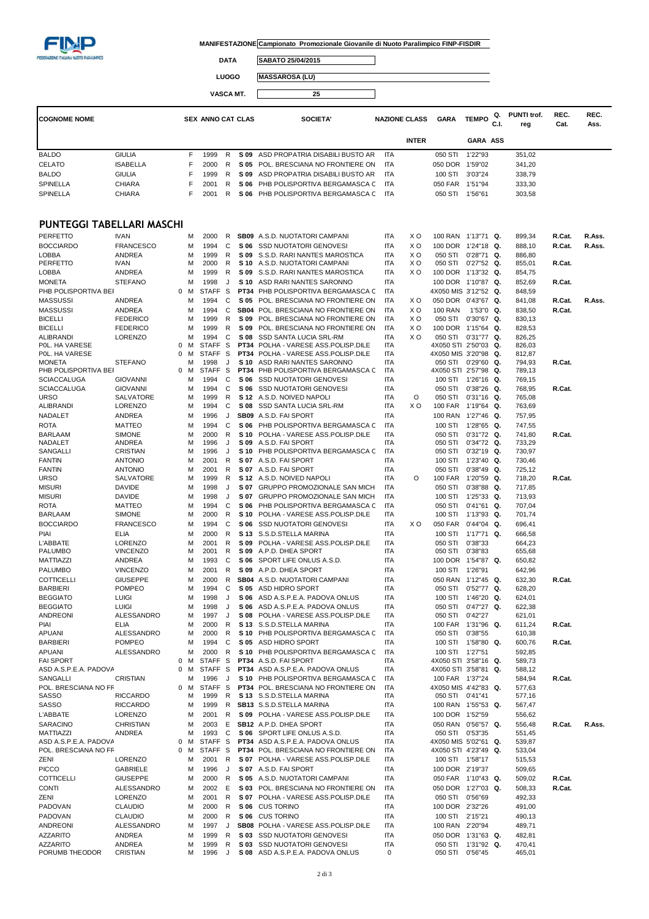**MANIFESTAZIONE** Campionato Promozionale Giovanile di Nuoto Paralimpico FINP-FISDIR

**DATA** SABATO 25/04/2015

**LUOGO** MASSAROSA (LU)

**VASCA MT.** 25

| COGNOME NOME | | SEX | ANNO | CAT | CLAS | SOCIETA' | NAZIONE | CLASS | GARA | TEMPO | Q. C.I. | PUNTI trof. reg | REC. Cat. | REC. Ass. |
|---|---|---|---|---|---|---|---|---|---|---|---|---|---|---|
| | | | | | | | | INTER | | GARA ASS | | | | |
| BALDO | GIULIA | F | 1999 | R | S 09 | ASD PROPATRIA DISABILI BUSTO AR | ITA | | 050 STI | 1'22"93 | | 351,02 | | |
| CELATO | ISABELLA | F | 2000 | R | S 05 | POL. BRESCIANA NO FRONTIERE ON | ITA | | 050 DOR | 1'59"02 | | 341,20 | | |
| BALDO | GIULIA | F | 1999 | R | S 09 | ASD PROPATRIA DISABILI BUSTO AR | ITA | | 100 STI | 3'03"24 | | 338,79 | | |
| SPINELLA | CHIARA | F | 2001 | R | S 06 | PHB POLISPORTIVA BERGAMASCA C | ITA | | 050 FAR | 1'51"94 | | 333,30 | | |
| SPINELLA | CHIARA | F | 2001 | R | S 06 | PHB POLISPORTIVA BERGAMASCA C | ITA | | 050 STI | 1'56"61 | | 303,58 | | |

## PUNTEGGI TABELLARI MASCHI

| COGNOME NOME | | SEX | ANNO | CAT | CLAS | SOCIETA' | NAZIONE | CLASS | GARA | TEMPO | Q. C.I. | PUNTI trof. reg | REC. Cat. | REC. Ass. |
|---|---|---|---|---|---|---|---|---|---|---|---|---|---|---|
| PERFETTO | IVAN | M | 2000 | R | SB09 | A.S.D. NUOTATORI CAMPANI | ITA | X O | 100 RAN | 1'13"71 | Q. | 899,34 | R.Cat. | R.Ass. |
| BOCCIARDO | FRANCESCO | M | 1994 | C | S 06 | SSD NUOTATORI GENOVESI | ITA | X O | 100 DOR | 1'24"18 | Q. | 888,10 | R.Cat. | R.Ass. |
| LOBBA | ANDREA | M | 1999 | R | S 09 | S.S.D. RARI NANTES MAROSTICA | ITA | X O | 050 STI | 0'28"71 | Q. | 886,80 | | |
| PERFETTO | IVAN | M | 2000 | R | S 10 | A.S.D. NUOTATORI CAMPANI | ITA | X O | 050 STI | 0'27"52 | Q. | 855,01 | R.Cat. | |
| LOBBA | ANDREA | M | 1999 | R | S 09 | S.S.D. RARI NANTES MAROSTICA | ITA | X O | 100 DOR | 1'13"32 | Q. | 854,75 | | |
| MONETA | STEFANO | M | 1998 | J | S 10 | ASD RARI NANTES SARONNO | ITA | | 100 DOR | 1'10"87 | Q. | 852,69 | R.Cat. | |
| PHB POLISPORTIVA BEI | | 0 M | STAFF | S | PT34 | PHB POLISPORTIVA BERGAMASCA C | ITA | | 4X050 MIS | 3'12"52 | Q. | 848,59 | | |
| MASSUSSI | ANDREA | M | 1994 | C | S 05 | POL. BRESCIANA NO FRONTIERE ON | ITA | X O | 050 DOR | 0'43"67 | Q. | 841,08 | R.Cat. | R.Ass. |
| MASSUSSI | ANDREA | M | 1994 | C | SB04 | POL. BRESCIANA NO FRONTIERE ON | ITA | X O | 100 RAN | 1'53"0 | Q. | 838,50 | R.Cat. | |
| BICELLI | FEDERICO | M | 1999 | R | S 09 | POL. BRESCIANA NO FRONTIERE ON | ITA | X O | 050 STI | 0'30"67 | Q. | 830,13 | | |
| BICELLI | FEDERICO | M | 1999 | R | S 09 | POL. BRESCIANA NO FRONTIERE ON | ITA | X O | 100 DOR | 1'15"64 | Q. | 828,53 | | |
| ALIBRANDI | LORENZO | M | 1994 | C | S 08 | SSD SANTA LUCIA SRL-RM | ITA | X O | 050 STI | 0'31"77 | Q. | 826,25 | | |
| P0L. HA VARESE | | 0 M | STAFF | S | PT34 | POLHA - VARESE ASS.POLISP.DILE | ITA | | 4X050 STI | 2'50"03 | Q. | 826,03 | | |
| P0L. HA VARESE | | 0 M | STAFF | S | PT34 | POLHA - VARESE ASS.POLISP.DILE | ITA | | 4X050 MIS | 3'20"98 | Q. | 812,87 | | |
| MONETA | STEFANO | M | 1998 | J | S 10 | ASD RARI NANTES SARONNO | ITA | | 050 STI | 0'29"60 | Q. | 794,93 | R.Cat. | |
| PHB POLISPORTIVA BEI | | 0 M | STAFF | S | PT34 | PHB POLISPORTIVA BERGAMASCA C | ITA | | 4X050 STI | 2'57"98 | Q. | 789,13 | | |
| SCIACCALUGA | GIOVANNI | M | 1994 | C | S 06 | SSD NUOTATORI GENOVESI | ITA | | 100 STI | 1'26"16 | Q. | 769,15 | | |
| SCIACCALUGA | GIOVANNI | M | 1994 | C | S 06 | SSD NUOTATORI GENOVESI | ITA | | 050 STI | 0'38"26 | Q. | 768,95 | R.Cat. | |
| URSO | SALVATORE | M | 1999 | R | S 12 | A.S.D. NOIVED NAPOLI | ITA | O | 050 STI | 0'31"16 | Q. | 765,08 | | |
| ALIBRANDI | LORENZO | M | 1994 | C | S 08 | SSD SANTA LUCIA SRL-RM | ITA | X O | 100 FAR | 1'19"64 | Q. | 763,69 | | |
| NADALET | ANDREA | M | 1996 | J | SB09 | A.S.D. FAI SPORT | ITA | | 100 RAN | 1'27"46 | Q. | 757,95 | | |
| ROTA | MATTEO | M | 1994 | C | S 06 | PHB POLISPORTIVA BERGAMASCA C | ITA | | 100 STI | 1'28"65 | Q. | 747,55 | | |
| BARLAAM | SIMONE | M | 2000 | R | S 10 | POLHA - VARESE ASS.POLISP.DILE | ITA | | 050 STI | 0'31"72 | Q. | 741,80 | R.Cat. | |
| NADALET | ANDREA | M | 1996 | J | S 09 | A.S.D. FAI SPORT | ITA | | 050 STI | 0'34"72 | Q. | 733,29 | | |
| SANGALLI | CRISTIAN | M | 1996 | J | S 10 | PHB POLISPORTIVA BERGAMASCA C | ITA | | 050 STI | 0'32"19 | Q. | 730,97 | | |
| FANTIN | ANTONIO | M | 2001 | R | S 07 | A.S.D. FAI SPORT | ITA | | 100 STI | 1'23"40 | Q. | 730,46 | | |
| FANTIN | ANTONIO | M | 2001 | R | S 07 | A.S.D. FAI SPORT | ITA | | 050 STI | 0'38"49 | Q. | 725,12 | | |
| URSO | SALVATORE | M | 1999 | R | S 12 | A.S.D. NOIVED NAPOLI | ITA | O | 100 FAR | 1'20"59 | Q. | 718,20 | R.Cat. | |
| MISURI | DAVIDE | M | 1998 | J | S 07 | GRUPPO PROMOZIONALE SAN MICH | ITA | | 050 STI | 0'38"88 | Q. | 717,85 | | |
| MISURI | DAVIDE | M | 1998 | J | S 07 | GRUPPO PROMOZIONALE SAN MICH | ITA | | 100 STI | 1'25"33 | Q. | 713,93 | | |
| ROTA | MATTEO | M | 1994 | C | S 06 | PHB POLISPORTIVA BERGAMASCA C | ITA | | 050 STI | 0'41"61 | Q. | 707,04 | | |
| BARLAAM | SIMONE | M | 2000 | R | S 10 | POLHA - VARESE ASS.POLISP.DILE | ITA | | 100 STI | 1'13"93 | Q. | 701,74 | | |
| BOCCIARDO | FRANCESCO | M | 1994 | C | S 06 | SSD NUOTATORI GENOVESI | ITA | X O | 050 FAR | 0'44"04 | Q. | 696,41 | | |
| PIAI | ELIA | M | 2000 | R | S 13 | S.S.D.STELLA MARINA | ITA | | 100 STI | 1'17"71 | Q. | 666,58 | | |
| L'ABBATE | LORENZO | M | 2001 | R | S 09 | POLHA - VARESE ASS.POLISP.DILE | ITA | | 050 STI | 0'38"33 | | 664,23 | | |
| PALUMBO | VINCENZO | M | 2001 | R | S 09 | A.P.D. DHEA SPORT | ITA | | 050 STI | 0'38"83 | | 655,68 | | |
| MATTIAZZI | ANDREA | M | 1993 | C | S 06 | SPORT LIFE ONLUS A.S.D. | ITA | | 100 DOR | 1'54"87 | Q. | 650,82 | | |
| PALUMBO | VINCENZO | M | 2001 | R | S 09 | A.P.D. DHEA SPORT | ITA | | 100 STI | 1'26"91 | | 642,96 | | |
| COTTICELLI | GIUSEPPE | M | 2000 | R | SB04 | A.S.D. NUOTATORI CAMPANI | ITA | | 050 RAN | 1'12"45 | Q. | 632,30 | R.Cat. | |
| BARBIERI | POMPEO | M | 1994 | C | S 05 | ASD HIDRO SPORT | ITA | | 050 STI | 0'52"77 | Q. | 628,20 | | |
| BEGGIATO | LUIGI | M | 1998 | J | S 06 | ASD A.S.P.E.A. PADOVA ONLUS | ITA | | 100 STI | 1'46"20 | Q. | 624,01 | | |
| BEGGIATO | LUIGI | M | 1998 | J | S 06 | ASD A.S.P.E.A. PADOVA ONLUS | ITA | | 050 STI | 0'47"27 | Q. | 622,38 | | |
| ANDREONI | ALESSANDRO | M | 1997 | J | S 08 | POLHA - VARESE ASS.POLISP.DILE | ITA | | 050 STI | 0'42"27 | | 621,01 | | |
| PIAI | ELIA | M | 2000 | R | S 13 | S.S.D.STELLA MARINA | ITA | | 100 FAR | 1'31"96 | Q. | 611,24 | R.Cat. | |
| APUANI | ALESSANDRO | M | 2000 | R | S 10 | PHB POLISPORTIVA BERGAMASCA C | ITA | | 050 STI | 0'38"55 | | 610,38 | | |
| BARBIERI | POMPEO | M | 1994 | C | S 05 | ASD HIDRO SPORT | ITA | | 100 STI | 1'58"80 | Q. | 600,76 | R.Cat. | |
| APUANI | ALESSANDRO | M | 2000 | R | S 10 | PHB POLISPORTIVA BERGAMASCA C | ITA | | 100 STI | 1'27"51 | | 592,85 | | |
| FAI SPORT | | 0 M | STAFF | S | PT34 | A.S.D. FAI SPORT | ITA | | 4X050 STI | 3'58"16 | Q. | 589,73 | | |
| ASD A.S.P.E.A. PADOVA | | 0 M | STAFF | S | PT34 | ASD A.S.P.E.A. PADOVA ONLUS | ITA | | 4X050 STI | 3'58"81 | Q. | 588,12 | | |
| SANGALLI | CRISTIAN | M | 1996 | J | S 10 | PHB POLISPORTIVA BERGAMASCA C | ITA | | 100 FAR | 1'37"24 | | 584,94 | R.Cat. | |
| POL. BRESCIANA NO FF | | 0 M | STAFF | S | PT34 | POL. BRESCIANA NO FRONTIERE ON | ITA | | 4X050 MIS | 4'42"83 | Q. | 577,63 | | |
| SASSO | RICCARDO | M | 1999 | R | S 13 | S.S.D.STELLA MARINA | ITA | | 050 STI | 0'41"41 | | 577,16 | | |
| SASSO | RICCARDO | M | 1999 | R | SB13 | S.S.D.STELLA MARINA | ITA | | 100 RAN | 1'55"53 | Q. | 567,47 | | |
| L'ABBATE | LORENZO | M | 2001 | R | S 09 | POLHA - VARESE ASS.POLISP.DILE | ITA | | 100 DOR | 1'52"59 | | 556,62 | | |
| SARACINO | CHRISTIAN | M | 2003 | E | SB12 | A.P.D. DHEA SPORT | ITA | | 050 RAN | 0'56"57 | Q. | 556,48 | R.Cat. | R.Ass. |
| MATTIAZZI | ANDREA | M | 1993 | C | S 06 | SPORT LIFE ONLUS A.S.D. | ITA | | 050 STI | 0'53"35 | | 551,45 | | |
| ASD A.S.P.E.A. PADOVA | | 0 M | STAFF | S | PT34 | ASD A.S.P.E.A. PADOVA ONLUS | ITA | | 4X050 MIS | 5'02"61 | Q. | 539,87 | | |
| POL. BRESCIANA NO FF | | 0 M | STAFF | S | PT34 | POL. BRESCIANA NO FRONTIERE ON | ITA | | 4X050 STI | 4'23"49 | Q. | 533,04 | | |
| ZENI | LORENZO | M | 2001 | R | S 07 | POLHA - VARESE ASS.POLISP.DILE | ITA | | 100 STI | 1'58"17 | | 515,53 | | |
| PICCO | GABRIELE | M | 1996 | J | S 07 | A.S.D. FAI SPORT | ITA | | 100 DOR | 2'19"37 | | 509,65 | | |
| COTTICELLI | GIUSEPPE | M | 2000 | R | S 05 | A.S.D. NUOTATORI CAMPANI | ITA | | 050 FAR | 1'10"43 | Q. | 509,02 | R.Cat. | |
| CONTI | ALESSANDRO | M | 2002 | E | S 03 | POL. BRESCIANA NO FRONTIERE ON | ITA | | 050 DOR | 1'27"03 | Q. | 508,33 | R.Cat. | |
| ZENI | LORENZO | M | 2001 | R | S 07 | POLHA - VARESE ASS.POLISP.DILE | ITA | | 050 STI | 0'56"69 | | 492,33 | | |
| PADOVAN | CLAUDIO | M | 2000 | R | S 06 | CUS TORINO | ITA | | 100 DOR | 2'32"26 | | 491,00 | | |
| PADOVAN | CLAUDIO | M | 2000 | R | S 06 | CUS TORINO | ITA | | 100 STI | 2'15"21 | | 490,13 | | |
| ANDREONI | ALESSANDRO | M | 1997 | J | SB08 | POLHA - VARESE ASS.POLISP.DILE | ITA | | 100 RAN | 2'20"94 | | 489,71 | | |
| AZZARITO | ANDREA | M | 1999 | R | S 03 | SSD NUOTATORI GENOVESI | ITA | | 050 DOR | 1'31"63 | Q. | 482,81 | | |
| AZZARITO | ANDREA | M | 1999 | R | S 03 | SSD NUOTATORI GENOVESI | ITA | | 050 STI | 1'31"92 | Q. | 470,41 | | |
| PORUMB THEODOR | CRISTIAN | M | 1996 | J | S 08 | ASD A.S.P.E.A. PADOVA ONLUS | 0 | | 050 STI | 0'56"45 | | 465,01 | | |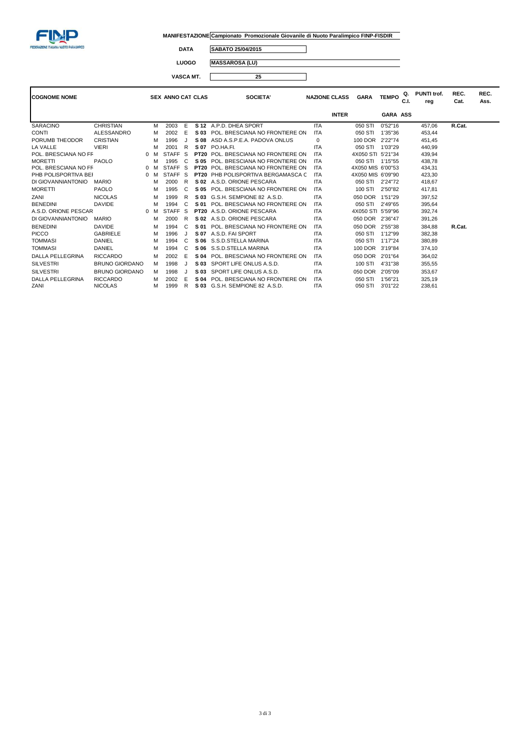FEDERAZIONE ITALIANA NUOTO PARALIMPICO

**MANIFESTAZIONE** Campionato Promozionale Giovanile di Nuoto Paralimpico FINP-FISDIR

**DATA** SABATO 25/04/2015

**LUOGO** MASSAROSA (LU)

**VASCA MT.** 25

| COGNOME NOME | | SEX | ANNO | CAT | CLAS | SOCIETA' | NAZIONE | CLASS INTER | GARA | TEMPO | Q. C.I. GARA ASS | PUNTI trof. reg | REC. Cat. | REC. Ass. |
|---|---|---|---|---|---|---|---|---|---|---|---|---|---|---|
| SARACINO | CHRISTIAN | M | 2003 | E | S 12 | A.P.D. DHEA SPORT | ITA | | 050 STI | 0'52"16 | | 457,06 | R.Cat. | |
| CONTI | ALESSANDRO | M | 2002 | E | S 03 | POL. BRESCIANA NO FRONTIERE ON | ITA | | 050 STI | 1'35"36 | | 453,44 | | |
| PORUMB THEODOR | CRISTIAN | M | 1996 | J | S 08 | ASD A.S.P.E.A. PADOVA ONLUS | 0 | | 100 DOR | 2'22"74 | | 451,45 | | |
| LA VALLE | VIERI | M | 2001 | R | S 07 | PO.HA.FI. | ITA | | 050 STI | 1'03"29 | | 440,99 | | |
| POL. BRESCIANA NO FF | | 0 M | STAFF | S | PT20 | POL. BRESCIANA NO FRONTIERE ON | ITA | | 4X050 STI | 5'21"34 | | 439,94 | | |
| MORETTI | PAOLO | M | 1995 | C | S 05 | POL. BRESCIANA NO FRONTIERE ON | ITA | | 050 STI | 1'15"55 | | 438,78 | | |
| POL. BRESCIANA NO FF | | 0 M | STAFF | S | PT20 | POL. BRESCIANA NO FRONTIERE ON | ITA | | 4X050 MIS | 6'00"53 | | 434,31 | | |
| PHB POLISPORTIVA BEI | | 0 M | STAFF | S | PT20 | PHB POLISPORTIVA BERGAMASCA C | ITA | | 4X050 MIS | 6'09"90 | | 423,30 | | |
| DI GIOVANNIANTONIO | MARIO | M | 2000 | R | S 02 | A.S.D. ORIONE PESCARA | ITA | | 050 STI | 2'24"72 | | 418,67 | | |
| MORETTI | PAOLO | M | 1995 | C | S 05 | POL. BRESCIANA NO FRONTIERE ON | ITA | | 100 STI | 2'50"82 | | 417,81 | | |
| ZANI | NICOLAS | M | 1999 | R | S 03 | G.S.H. SEMPIONE 82 A.S.D. | ITA | | 050 DOR | 1'51"29 | | 397,52 | | |
| BENEDINI | DAVIDE | M | 1994 | C | S 01 | POL. BRESCIANA NO FRONTIERE ON | ITA | | 050 STI | 2'49"65 | | 395,64 | | |
| A.S.D. ORIONE PESCAR | | 0 M | STAFF | S | PT20 | A.S.D. ORIONE PESCARA | ITA | | 4X050 STI | 5'59"96 | | 392,74 | | |
| DI GIOVANNIANTONIO | MARIO | M | 2000 | R | S 02 | A.S.D. ORIONE PESCARA | ITA | | 050 DOR | 2'36"47 | | 391,26 | | |
| BENEDINI | DAVIDE | M | 1994 | C | S 01 | POL. BRESCIANA NO FRONTIERE ON | ITA | | 050 DOR | 2'55"38 | | 384,88 | R.Cat. | |
| PICCO | GABRIELE | M | 1996 | J | S 07 | A.S.D. FAI SPORT | ITA | | 050 STI | 1'12"99 | | 382,38 | | |
| TOMMASI | DANIEL | M | 1994 | C | S 06 | S.S.D.STELLA MARINA | ITA | | 050 STI | 1'17"24 | | 380,89 | | |
| TOMMASI | DANIEL | M | 1994 | C | S 06 | S.S.D.STELLA MARINA | ITA | | 100 DOR | 3'19"84 | | 374,10 | | |
| DALLA PELLEGRINA | RICCARDO | M | 2002 | E | S 04 | POL. BRESCIANA NO FRONTIERE ON | ITA | | 050 DOR | 2'01"64 | | 364,02 | | |
| SILVESTRI | BRUNO GIORDANO | M | 1998 | J | S 03 | SPORT LIFE ONLUS A.S.D. | ITA | | 100 STI | 4'31"38 | | 355,55 | | |
| SILVESTRI | BRUNO GIORDANO | M | 1998 | J | S 03 | SPORT LIFE ONLUS A.S.D. | ITA | | 050 DOR | 2'05"09 | | 353,67 | | |
| DALLA PELLEGRINA | RICCARDO | M | 2002 | E | S 04 | POL. BRESCIANA NO FRONTIERE ON | ITA | | 050 STI | 1'56"21 | | 325,19 | | |
| ZANI | NICOLAS | M | 1999 | R | S 03 | G.S.H. SEMPIONE 82 A.S.D. | ITA | | 050 STI | 3'01"22 | | 238,61 | | |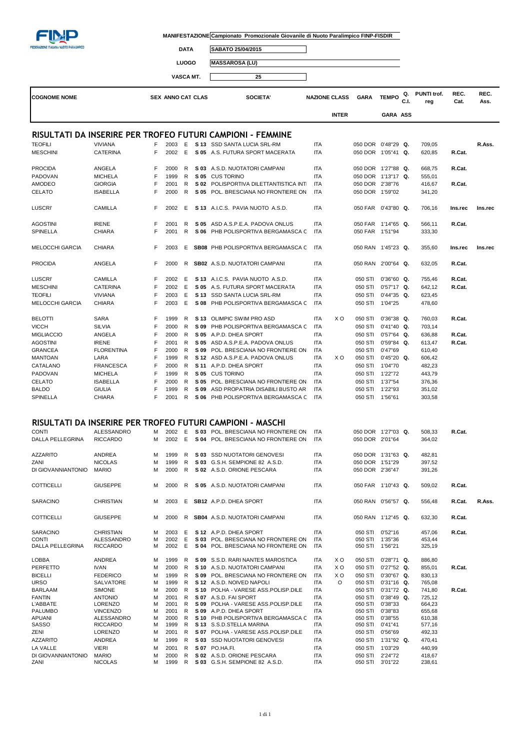**MANIFESTAZIONE** Campionato Promozionale Giovanile di Nuoto Paralimpico FINP-FISDIR

**DATA** SABATO 25/04/2015

**LUOGO** MASSAROSA (LU)

**VASCA MT.** 25

## RISULTATI DA INSERIRE PER TROFEO FUTURI CAMPIONI - FEMMINE

| COGNOME NOME | | SEX | ANNO | CAT | CLAS | SOCIETA' | NAZIONE | CLASS INTER | GARA | TEMPO | Q. C.I. | PUNTI trof. reg | REC. Cat. | REC. Ass. |
|---|---|---|---|---|---|---|---|---|---|---|---|---|---|---|
| TEOFILI | VIVIANA | F | 2003 | E | S 13 | SSD SANTA LUCIA SRL-RM | ITA | | 050 DOR | 0'48"29 | Q. | 709,05 | | R.Ass. |
| MESCHINI | CATERINA | F | 2002 | E | S 05 | A.S. FUTURA SPORT MACERATA | ITA | | 050 DOR | 1'05"41 | Q. | 620,85 | R.Cat. | |
| PROCIDA | ANGELA | F | 2000 | R | S 03 | A.S.D. NUOTATORI CAMPANI | ITA | | 050 DOR | 1'27"88 | Q. | 668,75 | R.Cat. | |
| PADOVAN | MICHELA | F | 1999 | R | S 05 | CUS TORINO | ITA | | 050 DOR | 1'13"17 | Q. | 555,01 | | |
| AMODEO | GIORGIA | F | 2001 | R | S 02 | POLISPORTIVA DILETTANTISTICA INT | ITA | | 050 DOR | 2'38"76 | | 416,67 | R.Cat. | |
| CELATO | ISABELLA | F | 2000 | R | S 05 | POL. BRESCIANA NO FRONTIERE ON | ITA | | 050 DOR | 1'59"02 | | 341,20 | | |
| LUSCRI' | CAMILLA | F | 2002 | E | S 13 | A.I.C.S. PAVIA NUOTO A.S.D. | ITA | | 050 FAR | 0'43"80 | Q. | 706,16 | Ins.rec | Ins.rec |
| AGOSTINI | IRENE | F | 2001 | R | S 05 | ASD A.S.P.E.A. PADOVA ONLUS | ITA | | 050 FAR | 1'14"65 | Q. | 566,11 | R.Cat. | |
| SPINELLA | CHIARA | F | 2001 | R | S 06 | PHB POLISPORTIVA BERGAMASCA C | ITA | | 050 FAR | 1'51"94 | | 333,30 | | |
| MELOCCHI GARCIA | CHIARA | F | 2003 | E | SB08 | PHB POLISPORTIVA BERGAMASCA C | ITA | | 050 RAN | 1'45"23 | Q. | 355,60 | Ins.rec | Ins.rec |
| PROCIDA | ANGELA | F | 2000 | R | SB02 | A.S.D. NUOTATORI CAMPANI | ITA | | 050 RAN | 2'00"64 | Q. | 632,05 | R.Cat. | |
| LUSCRI' | CAMILLA | F | 2002 | E | S 13 | A.I.C.S. PAVIA NUOTO A.S.D. | ITA | | 050 STI | 0'36"60 | Q. | 755,46 | R.Cat. | |
| MESCHINI | CATERINA | F | 2002 | E | S 05 | A.S. FUTURA SPORT MACERATA | ITA | | 050 STI | 0'57"17 | Q. | 642,12 | R.Cat. | |
| TEOFILI | VIVIANA | F | 2003 | E | S 13 | SSD SANTA LUCIA SRL-RM | ITA | | 050 STI | 0'44"35 | Q. | 623,45 | | |
| MELOCCHI GARCIA | CHIARA | F | 2003 | E | S 08 | PHB POLISPORTIVA BERGAMASCA C | ITA | | 050 STI | 1'04"25 | | 478,60 | | |
| BELOTTI | SARA | F | 1999 | R | S 13 | OLIMPIC SWIM PRO ASD | ITA | X O | 050 STI | 0'36"38 | Q. | 760,03 | R.Cat. | |
| VICCH | SILVIA | F | 2000 | R | S 09 | PHB POLISPORTIVA BERGAMASCA C | ITA | | 050 STI | 0'41"40 | Q. | 703,14 | | |
| MIGLIACCIO | ANGELA | F | 2000 | R | S 05 | A.P.D. DHEA SPORT | ITA | | 050 STI | 0'57"64 | Q. | 636,88 | R.Cat. | |
| AGOSTINI | IRENE | F | 2001 | R | S 05 | ASD A.S.P.E.A. PADOVA ONLUS | ITA | | 050 STI | 0'59"84 | Q. | 613,47 | R.Cat. | |
| GRANCEA | FLORENTINA | F | 2000 | R | S 09 | POL. BRESCIANA NO FRONTIERE ON | ITA | | 050 STI | 0'47"69 | | 610,40 | | |
| MANTOAN | LARA | F | 1999 | R | S 12 | ASD A.S.P.E.A. PADOVA ONLUS | ITA | X O | 050 STI | 0'45"20 | Q. | 606,42 | | |
| CATALANO | FRANCESCA | F | 2000 | R | S 11 | A.P.D. DHEA SPORT | ITA | | 050 STI | 1'04"70 | | 482,23 | | |
| PADOVAN | MICHELA | F | 1999 | R | S 05 | CUS TORINO | ITA | | 050 STI | 1'22"72 | | 443,79 | | |
| CELATO | ISABELLA | F | 2000 | R | S 05 | POL. BRESCIANA NO FRONTIERE ON | ITA | | 050 STI | 1'37"54 | | 376,36 | | |
| BALDO | GIULIA | F | 1999 | R | S 09 | ASD PROPATRIA DISABILI BUSTO AR | ITA | | 050 STI | 1'22"93 | | 351,02 | | |
| SPINELLA | CHIARA | F | 2001 | R | S 06 | PHB POLISPORTIVA BERGAMASCA C | ITA | | 050 STI | 1'56"61 | | 303,58 | | |

## RISULTATI DA INSERIRE PER TROFEO FUTURI CAMPIONI - MASCHI

| COGNOME NOME | | SEX | ANNO | CAT | CLAS | SOCIETA' | NAZIONE | CLASS INTER | GARA | TEMPO | Q. C.I. | PUNTI trof. reg | REC. Cat. | REC. Ass. |
|---|---|---|---|---|---|---|---|---|---|---|---|---|---|---|
| CONTI | ALESSANDRO | M | 2002 | E | S 03 | POL. BRESCIANA NO FRONTIERE ON | ITA | | 050 DOR | 1'27"03 | Q. | 508,33 | R.Cat. | |
| DALLA PELLEGRINA | RICCARDO | M | 2002 | E | S 04 | POL. BRESCIANA NO FRONTIERE ON | ITA | | 050 DOR | 2'01"64 | | 364,02 | | |
| AZZARITO | ANDREA | M | 1999 | R | S 03 | SSD NUOTATORI GENOVESI | ITA | | 050 DOR | 1'31"63 | Q. | 482,81 | | |
| ZANI | NICOLAS | M | 1999 | R | S 03 | G.S.H. SEMPIONE 82 A.S.D. | ITA | | 050 DOR | 1'51"29 | | 397,52 | | |
| DI GIOVANNIANTONIO | MARIO | M | 2000 | R | S 02 | A.S.D. ORIONE PESCARA | ITA | | 050 DOR | 2'36"47 | | 391,26 | | |
| COTTICELLI | GIUSEPPE | M | 2000 | R | S 05 | A.S.D. NUOTATORI CAMPANI | ITA | | 050 FAR | 1'10"43 | Q. | 509,02 | R.Cat. | |
| SARACINO | CHRISTIAN | M | 2003 | E | SB12 | A.P.D. DHEA SPORT | ITA | | 050 RAN | 0'56"57 | Q. | 556,48 | R.Cat. | R.Ass. |
| COTTICELLI | GIUSEPPE | M | 2000 | R | SB04 | A.S.D. NUOTATORI CAMPANI | ITA | | 050 RAN | 1'12"45 | Q. | 632,30 | R.Cat. | |
| SARACINO | CHRISTIAN | M | 2003 | E | S 12 | A.P.D. DHEA SPORT | ITA | | 050 STI | 0'52"16 | | 457,06 | R.Cat. | |
| CONTI | ALESSANDRO | M | 2002 | E | S 03 | POL. BRESCIANA NO FRONTIERE ON | ITA | | 050 STI | 1'35"36 | | 453,44 | | |
| DALLA PELLEGRINA | RICCARDO | M | 2002 | E | S 04 | POL. BRESCIANA NO FRONTIERE ON | ITA | | 050 STI | 1'56"21 | | 325,19 | | |
| LOBBA | ANDREA | M | 1999 | R | S 09 | S.S.D. RARI NANTES MAROSTICA | ITA | X O | 050 STI | 0'28"71 | Q. | 886,80 | | |
| PERFETTO | IVAN | M | 2000 | R | S 10 | A.S.D. NUOTATORI CAMPANI | ITA | X O | 050 STI | 0'27"52 | Q. | 855,01 | R.Cat. | |
| BICELLI | FEDERICO | M | 1999 | R | S 09 | POL. BRESCIANA NO FRONTIERE ON | ITA | X O | 050 STI | 0'30"67 | Q. | 830,13 | | |
| URSO | SALVATORE | M | 1999 | R | S 12 | A.S.D. NOIVED NAPOLI | ITA | O | 050 STI | 0'31"16 | Q. | 765,08 | | |
| BARLAAM | SIMONE | M | 2000 | R | S 10 | POLHA - VARESE ASS.POLISP.DILE | ITA | | 050 STI | 0'31"72 | Q. | 741,80 | R.Cat. | |
| FANTIN | ANTONIO | M | 2001 | R | S 07 | A.S.D. FAI SPORT | ITA | | 050 STI | 0'38"49 | Q. | 725,12 | | |
| L'ABBATE | LORENZO | M | 2001 | R | S 09 | POLHA - VARESE ASS.POLISP.DILE | ITA | | 050 STI | 0'38"33 | | 664,23 | | |
| PALUMBO | VINCENZO | M | 2001 | R | S 09 | A.P.D. DHEA SPORT | ITA | | 050 STI | 0'38"83 | | 655,68 | | |
| APUANI | ALESSANDRO | M | 2000 | R | S 10 | PHB POLISPORTIVA BERGAMASCA C | ITA | | 050 STI | 0'38"55 | | 610,38 | | |
| SASSO | RICCARDO | M | 1999 | R | S 13 | S.S.D.STELLA MARINA | ITA | | 050 STI | 0'41"41 | | 577,16 | | |
| ZENI | LORENZO | M | 2001 | R | S 07 | POLHA - VARESE ASS.POLISP.DILE | ITA | | 050 STI | 0'56"69 | | 492,33 | | |
| AZZARITO | ANDREA | M | 1999 | R | S 03 | SSD NUOTATORI GENOVESI | ITA | | 050 STI | 1'31"92 | Q. | 470,41 | | |
| LA VALLE | VIERI | M | 2001 | R | S 07 | PO.HA.FI. | ITA | | 050 STI | 1'03"29 | | 440,99 | | |
| DI GIOVANNIANTONIO | MARIO | M | 2000 | R | S 02 | A.S.D. ORIONE PESCARA | ITA | | 050 STI | 2'24"72 | | 418,67 | | |
| ZANI | NICOLAS | M | 1999 | R | S 03 | G.S.H. SEMPIONE 82 A.S.D. | ITA | | 050 STI | 3'01"22 | | 238,61 | | |